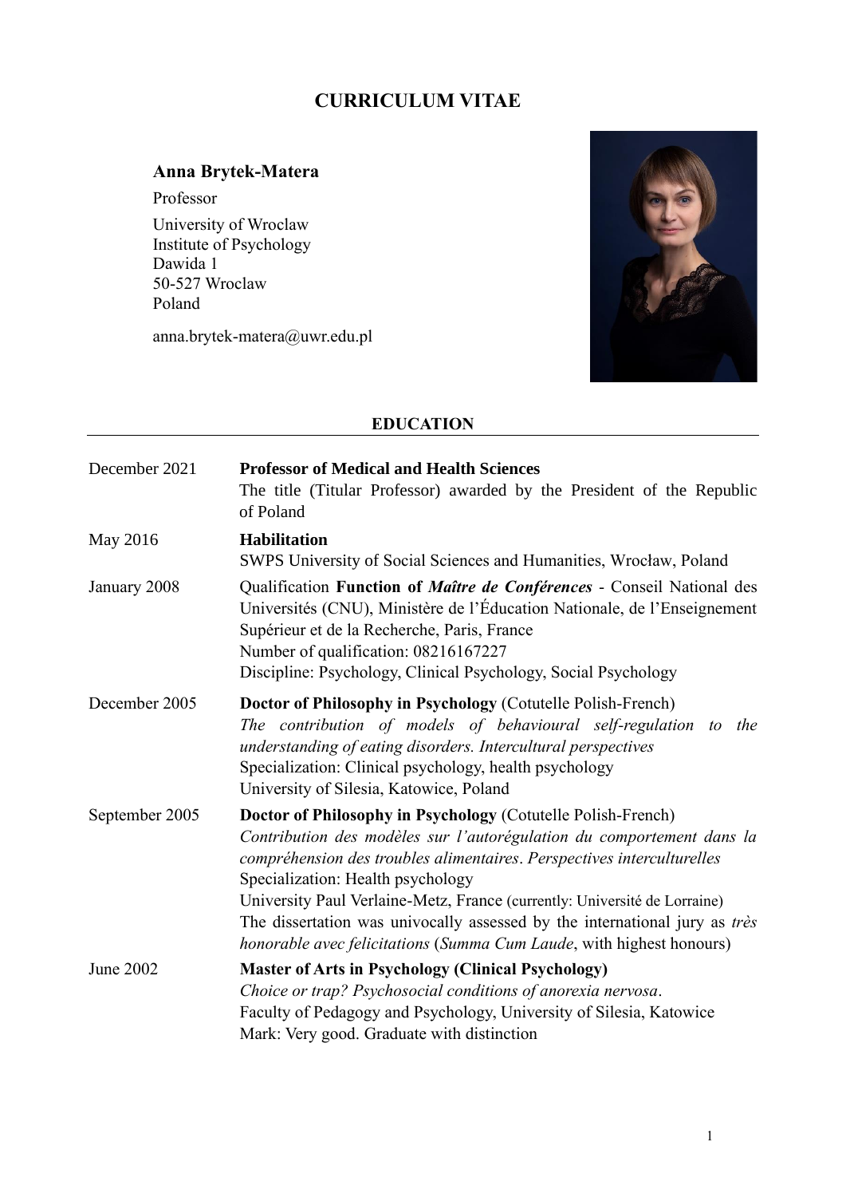# CURRICULUM VITAE

**Anna Brytek-Matera**

Professor

University of Wroclaw
Institute of Psychology
Dawida 1
50-527 Wroclaw
Poland

anna.brytek-matera@uwr.edu.pl

## EDUCATION

| | |
|---|---|
| December 2021 | **Professor of Medical and Health Sciences**<br>The title (Titular Professor) awarded by the President of the Republic of Poland |
| May 2016 | **Habilitation**<br>SWPS University of Social Sciences and Humanities, Wrocław, Poland |
| January 2008 | Qualification **Function of *Maître de Conférences*** - Conseil National des Universités (CNU), Ministère de l'Éducation Nationale, de l'Enseignement Supérieur et de la Recherche, Paris, France<br>Number of qualification: 08216167227<br>Discipline: Psychology, Clinical Psychology, Social Psychology |
| December 2005 | **Doctor of Philosophy in Psychology** (Cotutelle Polish-French)<br>*The contribution of models of behavioural self-regulation to the understanding of eating disorders. Intercultural perspectives*<br>Specialization: Clinical psychology, health psychology<br>University of Silesia, Katowice, Poland |
| September 2005 | **Doctor of Philosophy in Psychology** (Cotutelle Polish-French)<br>*Contribution des modèles sur l'autorégulation du comportement dans la compréhension des troubles alimentaires*. *Perspectives interculturelles*<br>Specialization: Health psychology<br>University Paul Verlaine-Metz, France (currently: Université de Lorraine)<br>The dissertation was univocally assessed by the international jury as *très honorable avec felicitations* (*Summa Cum Laude*, with highest honours) |
| June 2002 | **Master of Arts in Psychology (Clinical Psychology)**<br>*Choice or trap? Psychosocial conditions of anorexia nervosa*.<br>Faculty of Pedagogy and Psychology, University of Silesia, Katowice<br>Mark: Very good. Graduate with distinction |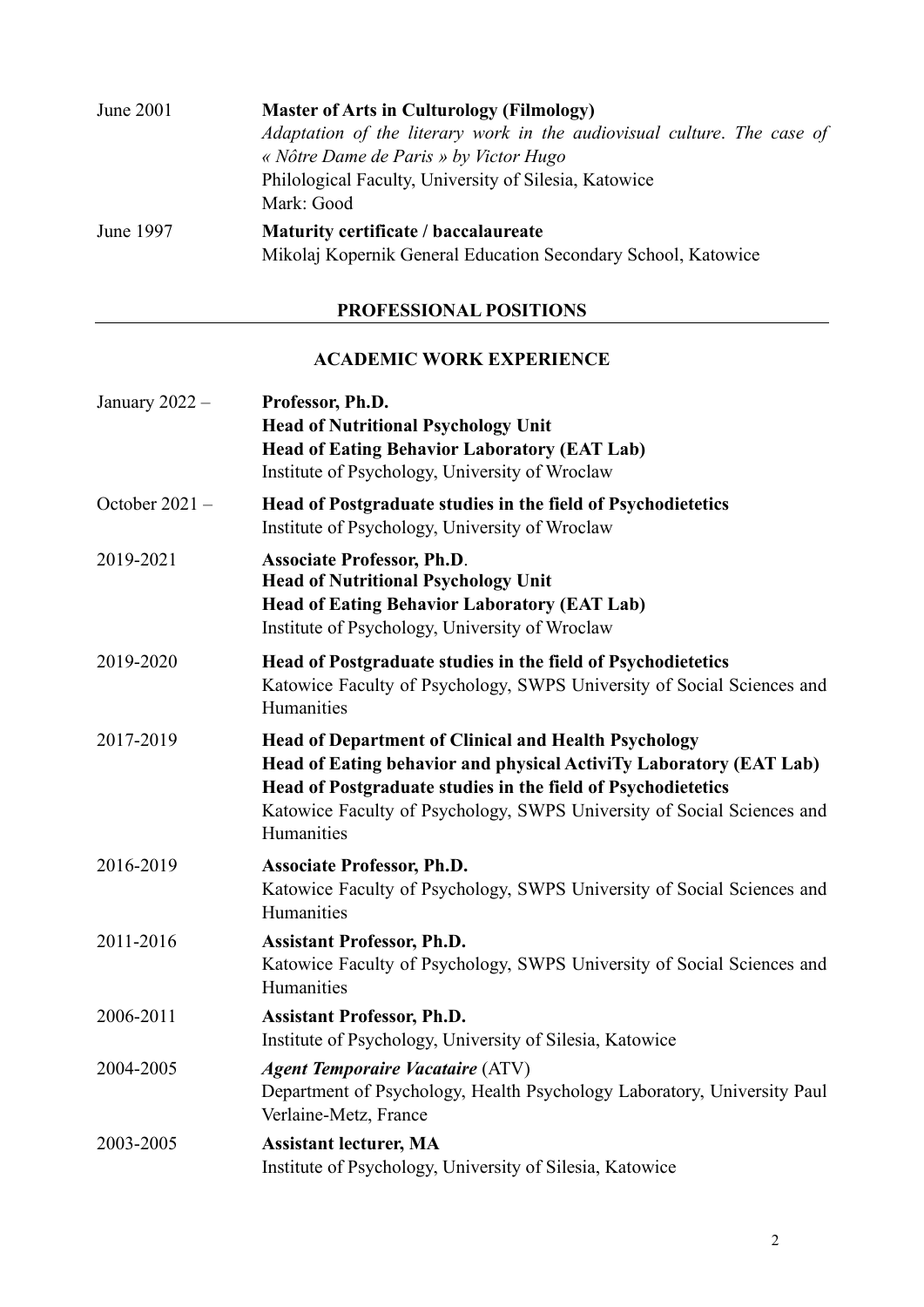June 2001 — **Master of Arts in Culturology (Filmology)**
*Adaptation of the literary work in the audiovisual culture. The case of « Nôtre Dame de Paris » by Victor Hugo*
Philological Faculty, University of Silesia, Katowice
Mark: Good

June 1997 — **Maturity certificate / baccalaureate**
Mikolaj Kopernik General Education Secondary School, Katowice

## PROFESSIONAL POSITIONS

### ACADEMIC WORK EXPERIENCE

January 2022 – **Professor, Ph.D.**
**Head of Nutritional Psychology Unit**
**Head of Eating Behavior Laboratory (EAT Lab)**
Institute of Psychology, University of Wroclaw

October 2021 – **Head of Postgraduate studies in the field of Psychodietetics**
Institute of Psychology, University of Wroclaw

2019-2021 **Associate Professor, Ph.D**.
**Head of Nutritional Psychology Unit**
**Head of Eating Behavior Laboratory (EAT Lab)**
Institute of Psychology, University of Wroclaw

2019-2020 **Head of Postgraduate studies in the field of Psychodietetics**
Katowice Faculty of Psychology, SWPS University of Social Sciences and Humanities

2017-2019 **Head of Department of Clinical and Health Psychology**
**Head of Eating behavior and physical ActiviTy Laboratory (EAT Lab)**
**Head of Postgraduate studies in the field of Psychodietetics**
Katowice Faculty of Psychology, SWPS University of Social Sciences and Humanities

2016-2019 **Associate Professor, Ph.D.**
Katowice Faculty of Psychology, SWPS University of Social Sciences and Humanities

2011-2016 **Assistant Professor, Ph.D.**
Katowice Faculty of Psychology, SWPS University of Social Sciences and Humanities

2006-2011 **Assistant Professor, Ph.D.**
Institute of Psychology, University of Silesia, Katowice

2004-2005 ***Agent Temporaire Vacataire*** (ATV)
Department of Psychology, Health Psychology Laboratory, University Paul Verlaine-Metz, France

2003-2005 **Assistant lecturer, MA**
Institute of Psychology, University of Silesia, Katowice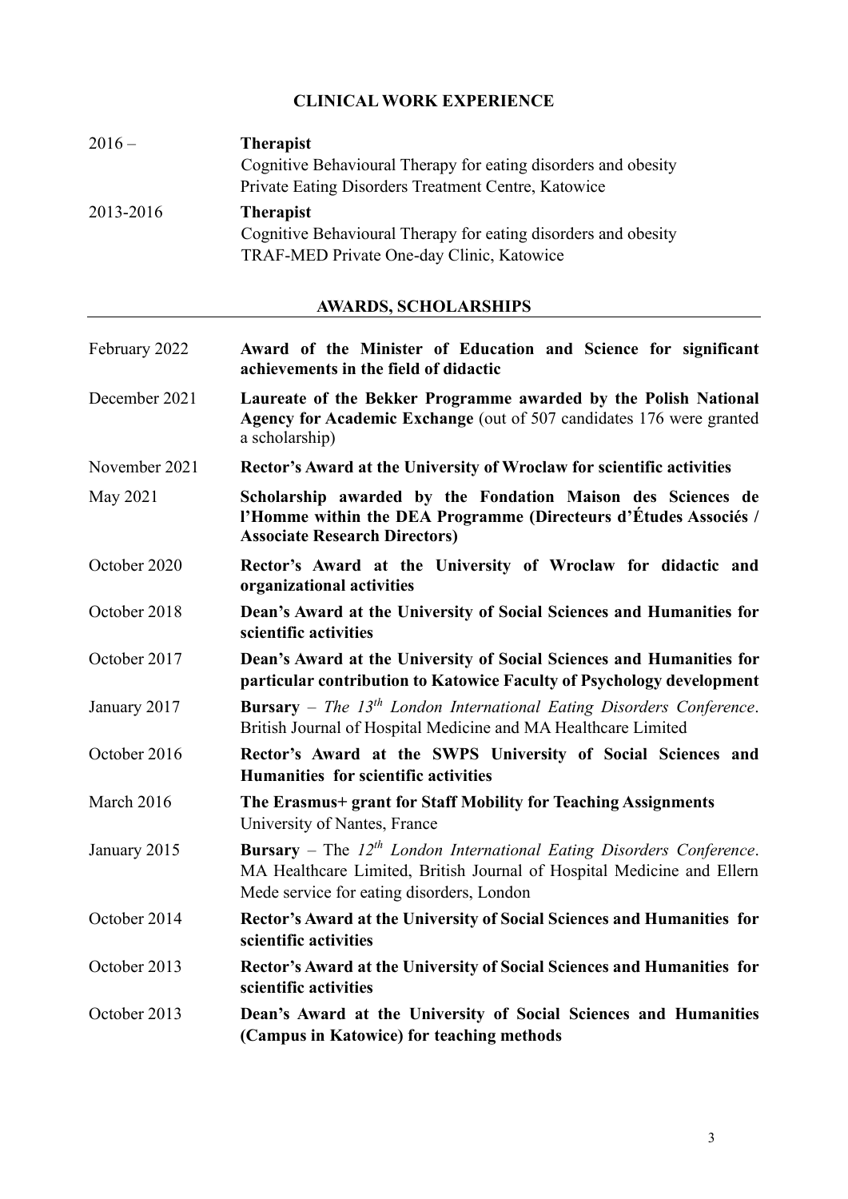## CLINICAL WORK EXPERIENCE

2016 – **Therapist**
Cognitive Behavioural Therapy for eating disorders and obesity
Private Eating Disorders Treatment Centre, Katowice

2013-2016 **Therapist**
Cognitive Behavioural Therapy for eating disorders and obesity
TRAF-MED Private One-day Clinic, Katowice

## AWARDS, SCHOLARSHIPS

February 2022 **Award of the Minister of Education and Science for significant achievements in the field of didactic**

December 2021 **Laureate of the Bekker Programme awarded by the Polish National Agency for Academic Exchange** (out of 507 candidates 176 were granted a scholarship)

November 2021 **Rector's Award at the University of Wroclaw for scientific activities**

May 2021 **Scholarship awarded by the Fondation Maison des Sciences de l'Homme within the DEA Programme (Directeurs d'Études Associés / Associate Research Directors)**

October 2020 **Rector's Award at the University of Wroclaw for didactic and organizational activities**

October 2018 **Dean's Award at the University of Social Sciences and Humanities for scientific activities**

October 2017 **Dean's Award at the University of Social Sciences and Humanities for particular contribution to Katowice Faculty of Psychology development**

January 2017 **Bursary** – *The 13th London International Eating Disorders Conference*. British Journal of Hospital Medicine and MA Healthcare Limited

October 2016 **Rector's Award at the SWPS University of Social Sciences and Humanities for scientific activities**

March 2016 **The Erasmus+ grant for Staff Mobility for Teaching Assignments**
University of Nantes, France

January 2015 **Bursary** – The *12th London International Eating Disorders Conference*. MA Healthcare Limited, British Journal of Hospital Medicine and Ellern Mede service for eating disorders, London

October 2014 **Rector's Award at the University of Social Sciences and Humanities for scientific activities**

October 2013 **Rector's Award at the University of Social Sciences and Humanities for scientific activities**

October 2013 **Dean's Award at the University of Social Sciences and Humanities (Campus in Katowice) for teaching methods**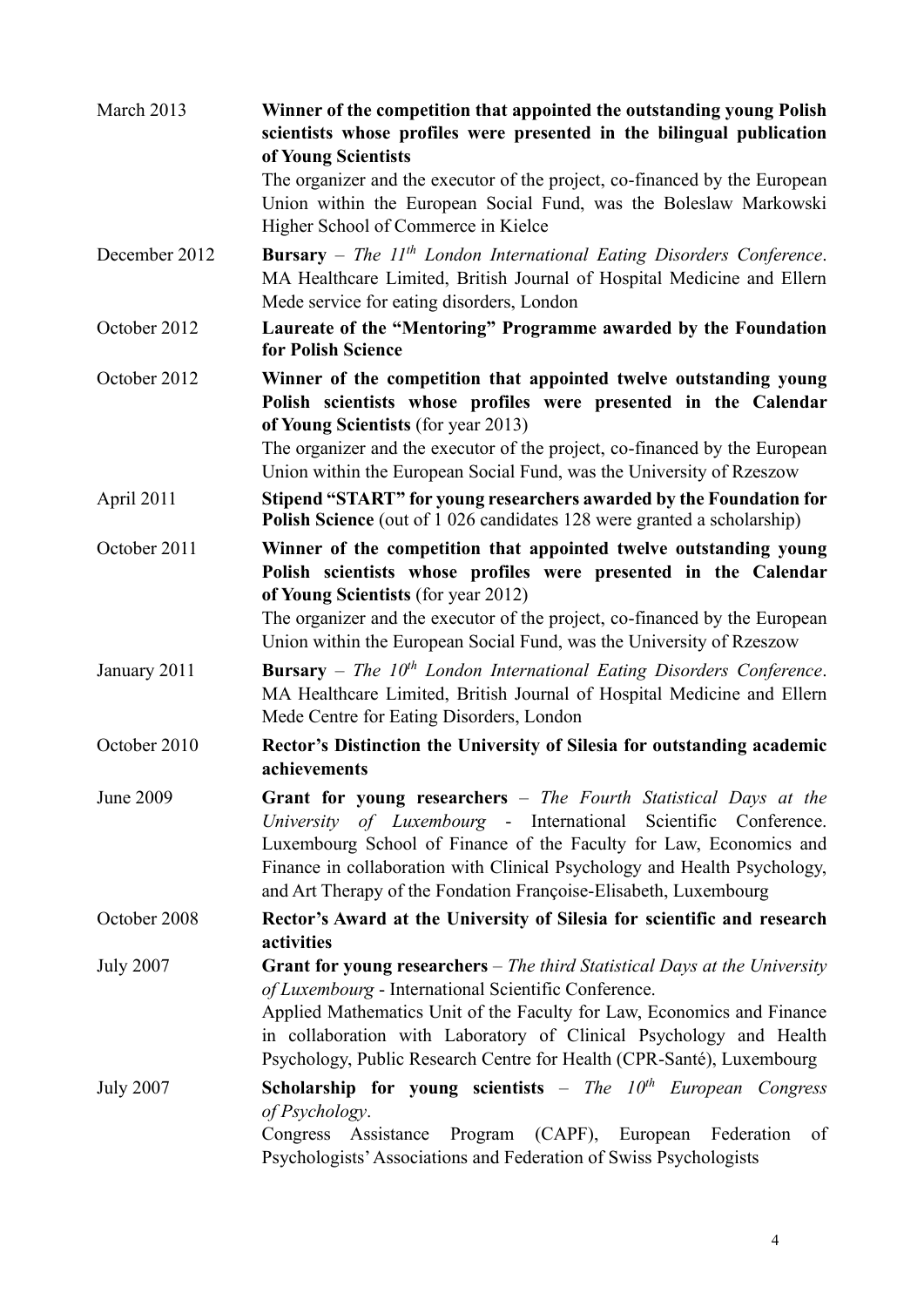| | |
|---|---|
| March 2013 | **Winner of the competition that appointed the outstanding young Polish scientists whose profiles were presented in the bilingual publication of Young Scientists**<br>The organizer and the executor of the project, co-financed by the European Union within the European Social Fund, was the Boleslaw Markowski Higher School of Commerce in Kielce |
| December 2012 | **Bursary** – *The 11th London International Eating Disorders Conference*. MA Healthcare Limited, British Journal of Hospital Medicine and Ellern Mede service for eating disorders, London |
| October 2012 | **Laureate of the "Mentoring" Programme awarded by the Foundation for Polish Science** |
| October 2012 | **Winner of the competition that appointed twelve outstanding young Polish scientists whose profiles were presented in the Calendar of Young Scientists** (for year 2013)<br>The organizer and the executor of the project, co-financed by the European Union within the European Social Fund, was the University of Rzeszow |
| April 2011 | **Stipend "START" for young researchers awarded by the Foundation for Polish Science** (out of 1 026 candidates 128 were granted a scholarship) |
| October 2011 | **Winner of the competition that appointed twelve outstanding young Polish scientists whose profiles were presented in the Calendar of Young Scientists** (for year 2012)<br>The organizer and the executor of the project, co-financed by the European Union within the European Social Fund, was the University of Rzeszow |
| January 2011 | **Bursary** – *The 10th London International Eating Disorders Conference*. MA Healthcare Limited, British Journal of Hospital Medicine and Ellern Mede Centre for Eating Disorders, London |
| October 2010 | **Rector's Distinction the University of Silesia for outstanding academic achievements** |
| June 2009 | **Grant for young researchers** – *The Fourth Statistical Days at the University of Luxembourg* - International Scientific Conference. Luxembourg School of Finance of the Faculty for Law, Economics and Finance in collaboration with Clinical Psychology and Health Psychology, and Art Therapy of the Fondation Françoise-Elisabeth, Luxembourg |
| October 2008 | **Rector's Award at the University of Silesia for scientific and research activities** |
| July 2007 | **Grant for young researchers** – *The third Statistical Days at the University of Luxembourg* - International Scientific Conference.<br>Applied Mathematics Unit of the Faculty for Law, Economics and Finance in collaboration with Laboratory of Clinical Psychology and Health Psychology, Public Research Centre for Health (CPR-Santé), Luxembourg |
| July 2007 | **Scholarship for young scientists** – *The 10th European Congress of Psychology*.<br>Congress Assistance Program (CAPF), European Federation of Psychologists' Associations and Federation of Swiss Psychologists |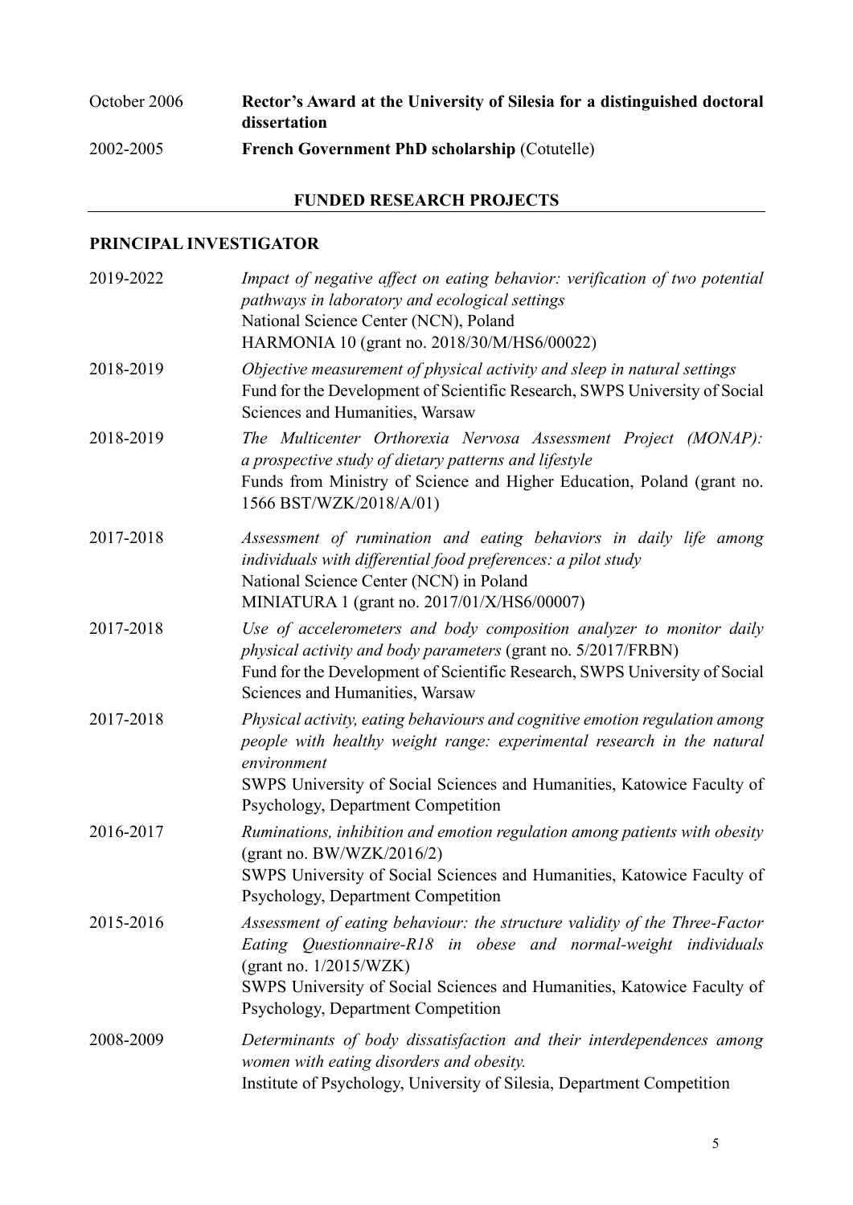October 2006 **Rector's Award at the University of Silesia for a distinguished doctoral dissertation**

2002-2005 **French Government PhD scholarship** (Cotutelle)

## FUNDED RESEARCH PROJECTS

### PRINCIPAL INVESTIGATOR

2019-2022 *Impact of negative affect on eating behavior: verification of two potential pathways in laboratory and ecological settings*
National Science Center (NCN), Poland
HARMONIA 10 (grant no. 2018/30/M/HS6/00022)

2018-2019 *Objective measurement of physical activity and sleep in natural settings*
Fund for the Development of Scientific Research, SWPS University of Social Sciences and Humanities, Warsaw

2018-2019 *The Multicenter Orthorexia Nervosa Assessment Project (MONAP): a prospective study of dietary patterns and lifestyle*
Funds from Ministry of Science and Higher Education, Poland (grant no. 1566 BST/WZK/2018/A/01)

2017-2018 *Assessment of rumination and eating behaviors in daily life among individuals with differential food preferences: a pilot study*
National Science Center (NCN) in Poland
MINIATURA 1 (grant no. 2017/01/X/HS6/00007)

2017-2018 *Use of accelerometers and body composition analyzer to monitor daily physical activity and body parameters* (grant no. 5/2017/FRBN)
Fund for the Development of Scientific Research, SWPS University of Social Sciences and Humanities, Warsaw

2017-2018 *Physical activity, eating behaviours and cognitive emotion regulation among people with healthy weight range: experimental research in the natural environment*
SWPS University of Social Sciences and Humanities, Katowice Faculty of Psychology, Department Competition

2016-2017 *Ruminations, inhibition and emotion regulation among patients with obesity* (grant no. BW/WZK/2016/2)
SWPS University of Social Sciences and Humanities, Katowice Faculty of Psychology, Department Competition

2015-2016 *Assessment of eating behaviour: the structure validity of the Three-Factor Eating Questionnaire-R18 in obese and normal-weight individuals* (grant no. 1/2015/WZK)
SWPS University of Social Sciences and Humanities, Katowice Faculty of Psychology, Department Competition

2008-2009 *Determinants of body dissatisfaction and their interdependences among women with eating disorders and obesity.*
Institute of Psychology, University of Silesia, Department Competition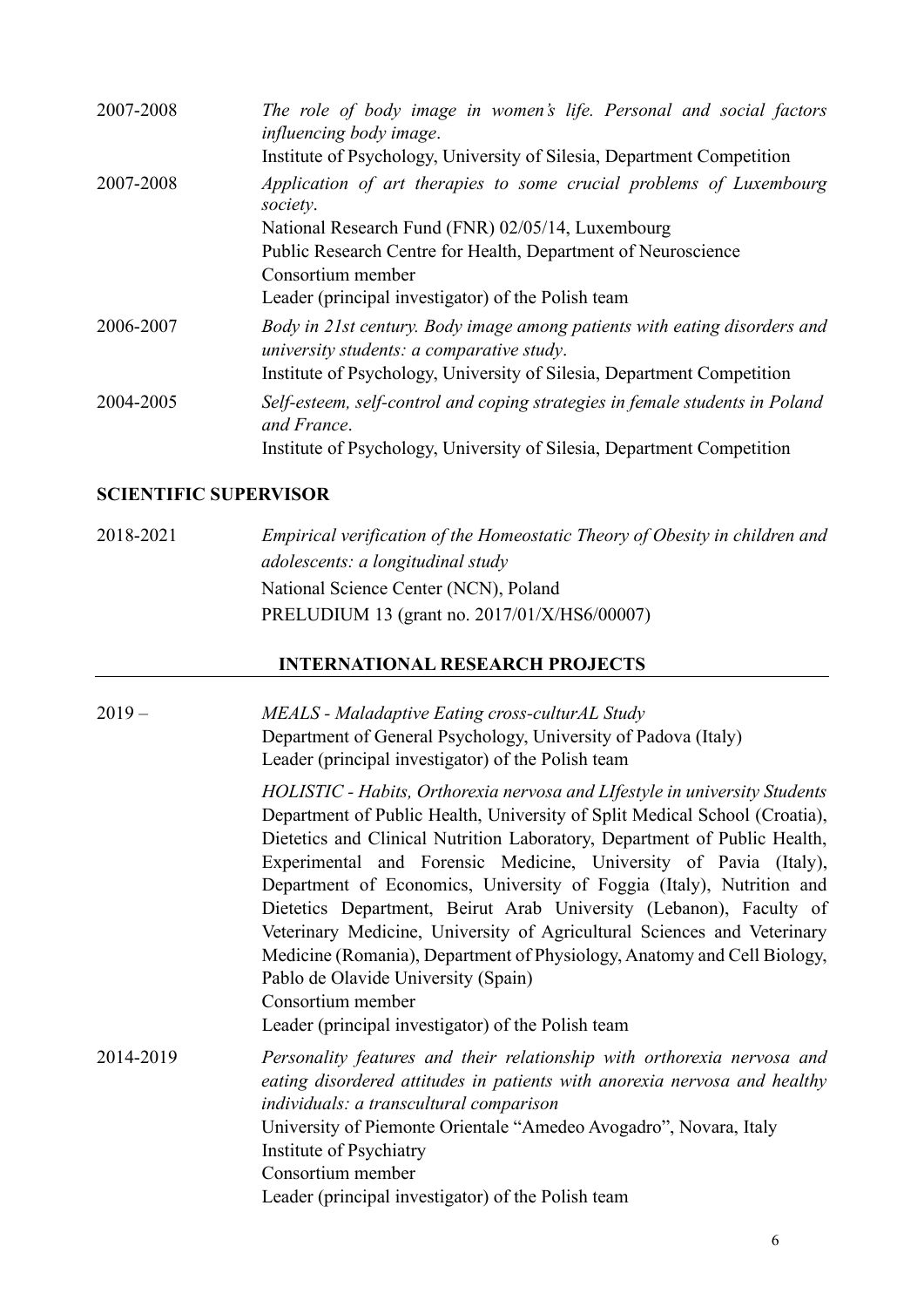2007-2008 *The role of body image in women's life. Personal and social factors influencing body image*.
Institute of Psychology, University of Silesia, Department Competition

2007-2008 *Application of art therapies to some crucial problems of Luxembourg society*.
National Research Fund (FNR) 02/05/14, Luxembourg
Public Research Centre for Health, Department of Neuroscience
Consortium member
Leader (principal investigator) of the Polish team

2006-2007 *Body in 21st century. Body image among patients with eating disorders and university students: a comparative study*.
Institute of Psychology, University of Silesia, Department Competition

2004-2005 *Self-esteem, self-control and coping strategies in female students in Poland and France*.
Institute of Psychology, University of Silesia, Department Competition

**SCIENTIFIC SUPERVISOR**

2018-2021 *Empirical verification of the Homeostatic Theory of Obesity in children and adolescents: a longitudinal study*
National Science Center (NCN), Poland
PRELUDIUM 13 (grant no. 2017/01/X/HS6/00007)

## INTERNATIONAL RESEARCH PROJECTS

2019 – *MEALS - Maladaptive Eating cross-culturAL Study*
Department of General Psychology, University of Padova (Italy)
Leader (principal investigator) of the Polish team

*HOLISTIC - Habits, Orthorexia nervosa and LIfestyle in university Students*
Department of Public Health, University of Split Medical School (Croatia), Dietetics and Clinical Nutrition Laboratory, Department of Public Health, Experimental and Forensic Medicine, University of Pavia (Italy), Department of Economics, University of Foggia (Italy), Nutrition and Dietetics Department, Beirut Arab University (Lebanon), Faculty of Veterinary Medicine, University of Agricultural Sciences and Veterinary Medicine (Romania), Department of Physiology, Anatomy and Cell Biology, Pablo de Olavide University (Spain)
Consortium member
Leader (principal investigator) of the Polish team

2014-2019 *Personality features and their relationship with orthorexia nervosa and eating disordered attitudes in patients with anorexia nervosa and healthy individuals: a transcultural comparison*
University of Piemonte Orientale "Amedeo Avogadro", Novara, Italy
Institute of Psychiatry
Consortium member
Leader (principal investigator) of the Polish team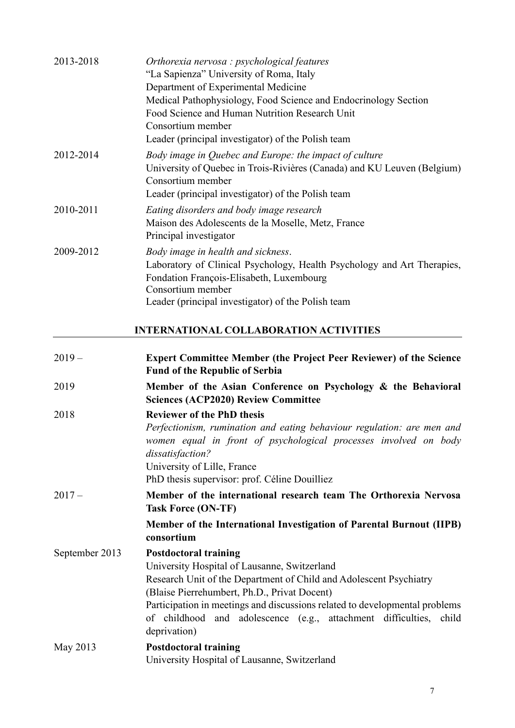2013-2018 *Orthorexia nervosa : psychological features*
"La Sapienza" University of Roma, Italy
Department of Experimental Medicine
Medical Pathophysiology, Food Science and Endocrinology Section
Food Science and Human Nutrition Research Unit
Consortium member
Leader (principal investigator) of the Polish team

2012-2014 *Body image in Quebec and Europe: the impact of culture*
University of Quebec in Trois-Rivières (Canada) and KU Leuven (Belgium)
Consortium member
Leader (principal investigator) of the Polish team

2010-2011 *Eating disorders and body image research*
Maison des Adolescents de la Moselle, Metz, France
Principal investigator

2009-2012 *Body image in health and sickness*.
Laboratory of Clinical Psychology, Health Psychology and Art Therapies, Fondation François-Elisabeth, Luxembourg
Consortium member
Leader (principal investigator) of the Polish team

## INTERNATIONAL COLLABORATION ACTIVITIES

2019 – **Expert Committee Member (the Project Peer Reviewer) of the Science Fund of the Republic of Serbia**

2019 **Member of the Asian Conference on Psychology & the Behavioral Sciences (ACP2020) Review Committee**

2018 **Reviewer of the PhD thesis**
*Perfectionism, rumination and eating behaviour regulation: are men and women equal in front of psychological processes involved on body dissatisfaction?*
University of Lille, France
PhD thesis supervisor: prof. Céline Douilliez

2017 – **Member of the international research team The Orthorexia Nervosa Task Force (ON-TF)**

**Member of the International Investigation of Parental Burnout (IIPB) consortium**

September 2013 **Postdoctoral training**
University Hospital of Lausanne, Switzerland
Research Unit of the Department of Child and Adolescent Psychiatry
(Blaise Pierrehumbert, Ph.D., Privat Docent)
Participation in meetings and discussions related to developmental problems of childhood and adolescence (e.g., attachment difficulties, child deprivation)

May 2013 **Postdoctoral training**
University Hospital of Lausanne, Switzerland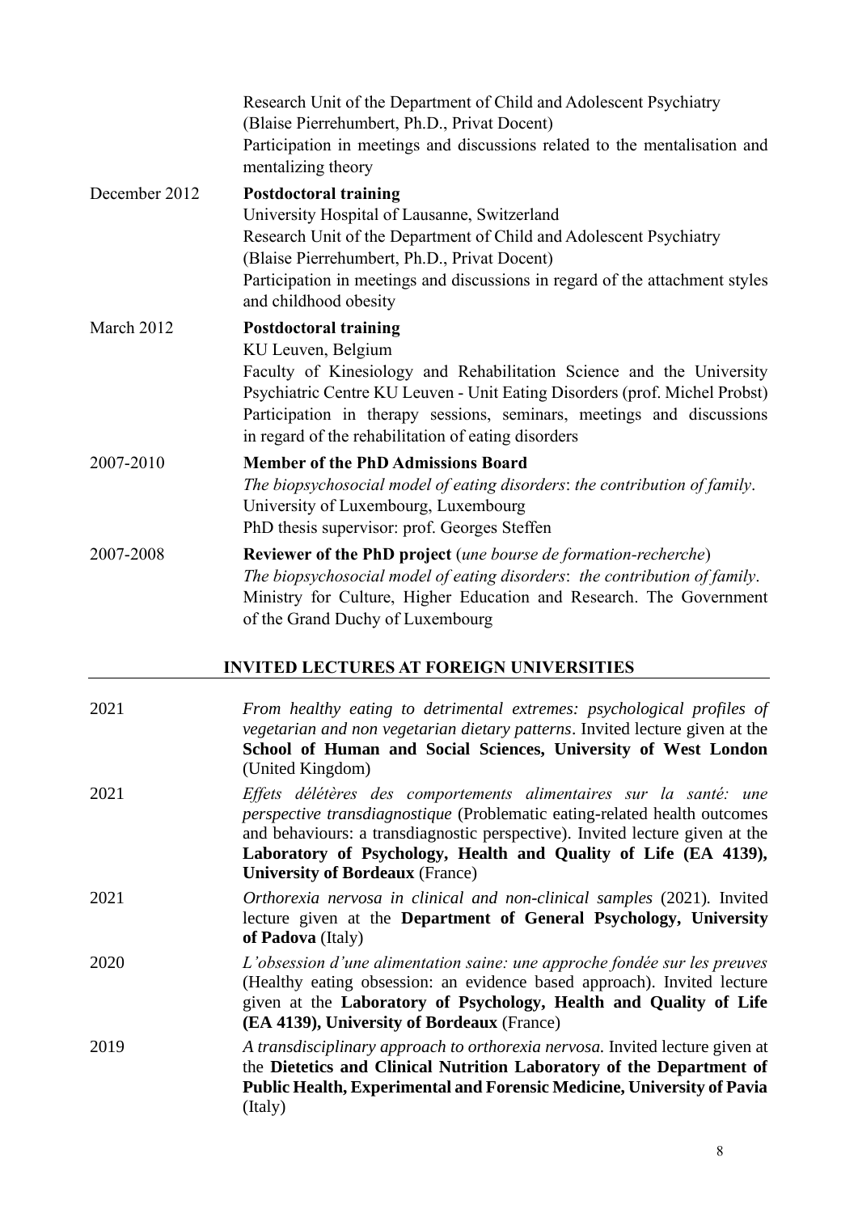| | |
|---|---|
| | Research Unit of the Department of Child and Adolescent Psychiatry (Blaise Pierrehumbert, Ph.D., Privat Docent) Participation in meetings and discussions related to the mentalisation and mentalizing theory |
| December 2012 | **Postdoctoral training** University Hospital of Lausanne, Switzerland Research Unit of the Department of Child and Adolescent Psychiatry (Blaise Pierrehumbert, Ph.D., Privat Docent) Participation in meetings and discussions in regard of the attachment styles and childhood obesity |
| March 2012 | **Postdoctoral training** KU Leuven, Belgium Faculty of Kinesiology and Rehabilitation Science and the University Psychiatric Centre KU Leuven - Unit Eating Disorders (prof. Michel Probst) Participation in therapy sessions, seminars, meetings and discussions in regard of the rehabilitation of eating disorders |
| 2007-2010 | **Member of the PhD Admissions Board** *The biopsychosocial model of eating disorders*: *the contribution of family*. University of Luxembourg, Luxembourg PhD thesis supervisor: prof. Georges Steffen |
| 2007-2008 | **Reviewer of the PhD project** (*une bourse de formation-recherche*) *The biopsychosocial model of eating disorders*: *the contribution of family*. Ministry for Culture, Higher Education and Research. The Government of the Grand Duchy of Luxembourg |

## INVITED LECTURES AT FOREIGN UNIVERSITIES

| | |
|---|---|
| 2021 | *From healthy eating to detrimental extremes: psychological profiles of vegetarian and non vegetarian dietary patterns*. Invited lecture given at the **School of Human and Social Sciences, University of West London** (United Kingdom) |
| 2021 | *Effets délétères des comportements alimentaires sur la santé: une perspective transdiagnostique* (Problematic eating-related health outcomes and behaviours: a transdiagnostic perspective). Invited lecture given at the **Laboratory of Psychology, Health and Quality of Life (EA 4139), University of Bordeaux** (France) |
| 2021 | *Orthorexia nervosa in clinical and non-clinical samples* (2021). Invited lecture given at the **Department of General Psychology, University of Padova** (Italy) |
| 2020 | *L'obsession d'une alimentation saine: une approche fondée sur les preuves* (Healthy eating obsession: an evidence based approach). Invited lecture given at the **Laboratory of Psychology, Health and Quality of Life (EA 4139), University of Bordeaux** (France) |
| 2019 | *A transdisciplinary approach to orthorexia nervosa.* Invited lecture given at the **Dietetics and Clinical Nutrition Laboratory of the Department of Public Health, Experimental and Forensic Medicine, University of Pavia** (Italy) |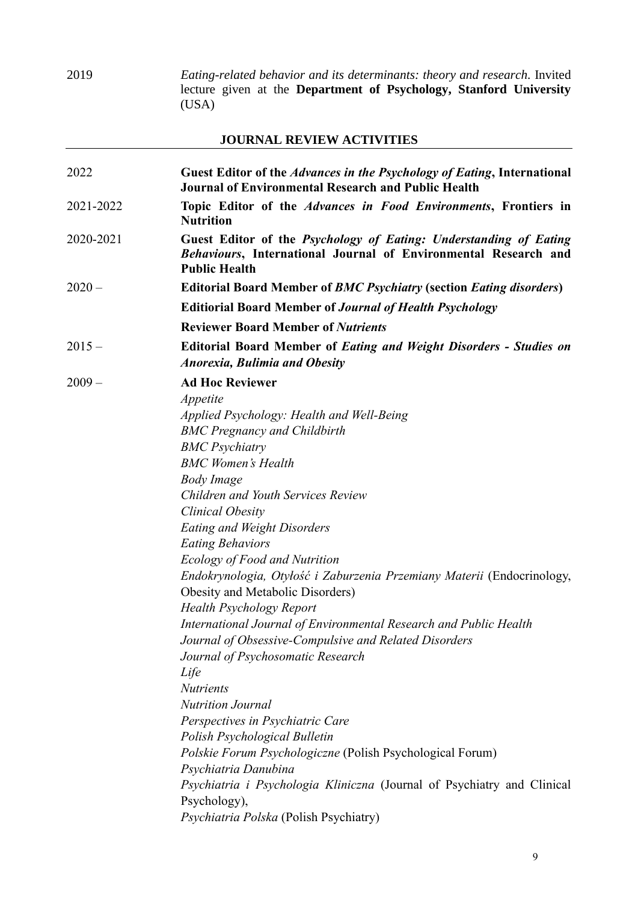2019 *Eating-related behavior and its determinants: theory and research*. Invited lecture given at the **Department of Psychology, Stanford University** (USA)

## JOURNAL REVIEW ACTIVITIES

2022 **Guest Editor of the *Advances in the Psychology of Eating*, International Journal of Environmental Research and Public Health**

2021-2022 **Topic Editor of the *Advances in Food Environments*, Frontiers in Nutrition**

2020-2021 **Guest Editor of the *Psychology of Eating: Understanding of Eating Behaviours*, International Journal of Environmental Research and Public Health**

2020 – **Editorial Board Member of *BMC Psychiatry* (section *Eating disorders*)**

**Editiorial Board Member of *Journal of Health Psychology***

**Reviewer Board Member of *Nutrients***

2015 – **Editorial Board Member of *Eating and Weight Disorders - Studies on Anorexia, Bulimia and Obesity***

2009 – **Ad Hoc Reviewer**

*Appetite*
*Applied Psychology: Health and Well-Being*
*BMC Pregnancy and Childbirth*
*BMC Psychiatry*
*BMC Women's Health*
*Body Image*
*Children and Youth Services Review*
*Clinical Obesity*
*Eating and Weight Disorders*
*Eating Behaviors*
*Ecology of Food and Nutrition*
*Endokrynologia, Otyłość i Zaburzenia Przemiany Materii* (Endocrinology, Obesity and Metabolic Disorders)
*Health Psychology Report*
*International Journal of Environmental Research and Public Health*
*Journal of Obsessive-Compulsive and Related Disorders*
*Journal of Psychosomatic Research*
*Life*
*Nutrients*
*Nutrition Journal*
*Perspectives in Psychiatric Care*
*Polish Psychological Bulletin*
*Polskie Forum Psychologiczne* (Polish Psychological Forum)
*Psychiatria Danubina*
*Psychiatria i Psychologia Kliniczna* (Journal of Psychiatry and Clinical Psychology),
*Psychiatria Polska* (Polish Psychiatry)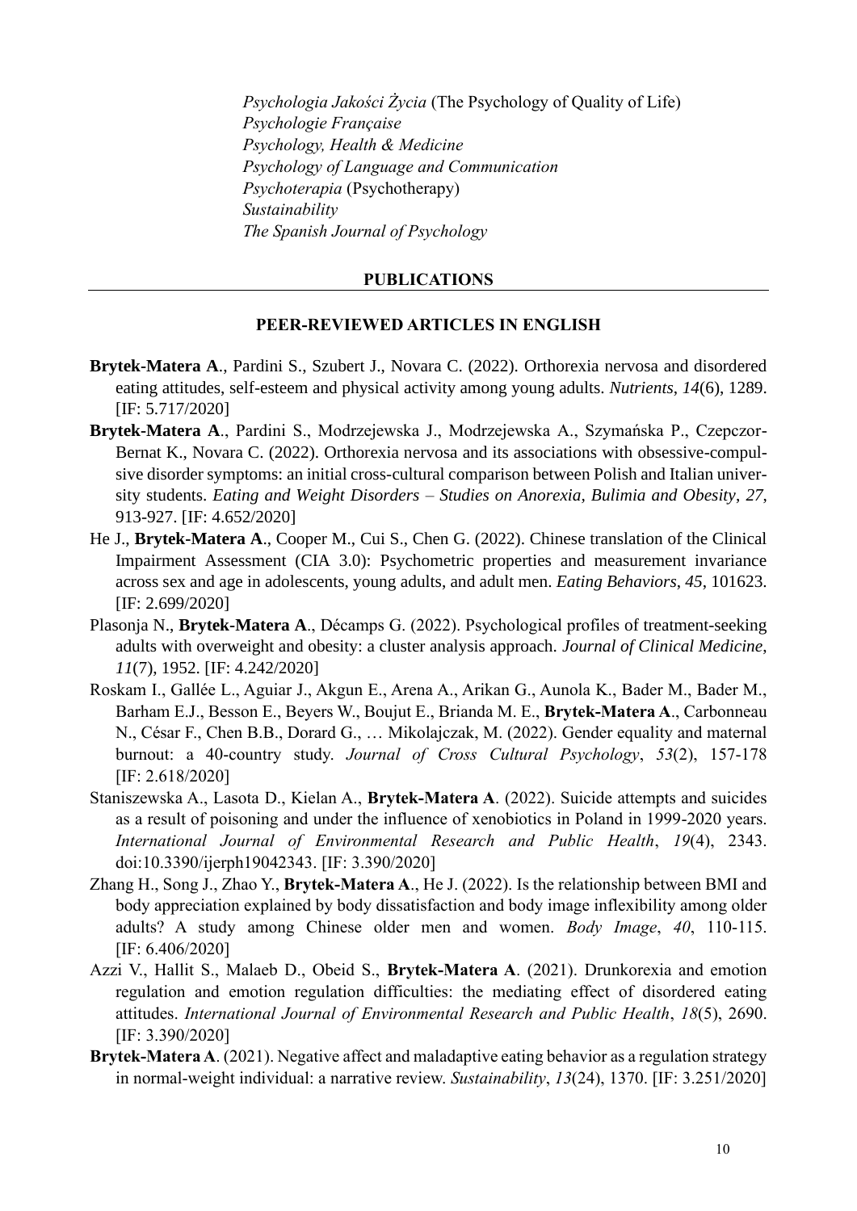*Psychologia Jakości Życia* (The Psychology of Quality of Life)
*Psychologie Française*
*Psychology, Health & Medicine*
*Psychology of Language and Communication*
*Psychoterapia* (Psychotherapy)
*Sustainability*
*The Spanish Journal of Psychology*

## PUBLICATIONS

### PEER-REVIEWED ARTICLES IN ENGLISH

**Brytek-Matera A**., Pardini S., Szubert J., Novara C. (2022). Orthorexia nervosa and disordered eating attitudes, self-esteem and physical activity among young adults. *Nutrients*, *14*(6), 1289. [IF: 5.717/2020]

**Brytek-Matera A**., Pardini S., Modrzejewska J., Modrzejewska A., Szymańska P., Czepczor-Bernat K., Novara C. (2022). Orthorexia nervosa and its associations with obsessive-compulsive disorder symptoms: an initial cross-cultural comparison between Polish and Italian university students. *Eating and Weight Disorders – Studies on Anorexia, Bulimia and Obesity*, *27*, 913-927. [IF: 4.652/2020]

He J., **Brytek-Matera A**., Cooper M., Cui S., Chen G. (2022). Chinese translation of the Clinical Impairment Assessment (CIA 3.0): Psychometric properties and measurement invariance across sex and age in adolescents, young adults, and adult men. *Eating Behaviors*, *45*, 101623. [IF: 2.699/2020]

Plasonja N., **Brytek-Matera A**., Décamps G. (2022). Psychological profiles of treatment-seeking adults with overweight and obesity: a cluster analysis approach. *Journal of Clinical Medicine*, *11*(7), 1952. [IF: 4.242/2020]

Roskam I., Gallée L., Aguiar J., Akgun E., Arena A., Arikan G., Aunola K., Bader M., Bader M., Barham E.J., Besson E., Beyers W., Boujut E., Brianda M. E., **Brytek-Matera A**., Carbonneau N., César F., Chen B.B., Dorard G., … Mikolajczak, M. (2022). Gender equality and maternal burnout: a 40-country study. *Journal of Cross Cultural Psychology*, *53*(2), 157-178 [IF: 2.618/2020]

Staniszewska A., Lasota D., Kielan A., **Brytek-Matera A**. (2022). Suicide attempts and suicides as a result of poisoning and under the influence of xenobiotics in Poland in 1999-2020 years. *International Journal of Environmental Research and Public Health*, *19*(4), 2343. doi:10.3390/ijerph19042343. [IF: 3.390/2020]

Zhang H., Song J., Zhao Y., **Brytek-Matera A**., He J. (2022). Is the relationship between BMI and body appreciation explained by body dissatisfaction and body image inflexibility among older adults? A study among Chinese older men and women. *Body Image*, *40*, 110-115. [IF: 6.406/2020]

Azzi V., Hallit S., Malaeb D., Obeid S., **Brytek-Matera A**. (2021). Drunkorexia and emotion regulation and emotion regulation difficulties: the mediating effect of disordered eating attitudes. *International Journal of Environmental Research and Public Health*, *18*(5), 2690. [IF: 3.390/2020]

**Brytek-Matera A**. (2021). Negative affect and maladaptive eating behavior as a regulation strategy in normal-weight individual: a narrative review. *Sustainability*, *13*(24), 1370. [IF: 3.251/2020]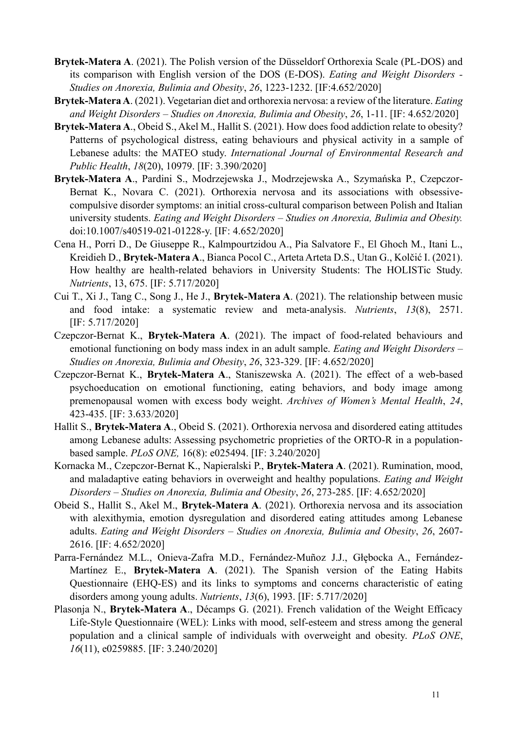**Brytek-Matera A**. (2021). The Polish version of the Düsseldorf Orthorexia Scale (PL-DOS) and its comparison with English version of the DOS (E-DOS). *Eating and Weight Disorders - Studies on Anorexia, Bulimia and Obesity*, *26*, 1223-1232. [IF:4.652/2020]

**Brytek-Matera A**. (2021). Vegetarian diet and orthorexia nervosa: a review of the literature. *Eating and Weight Disorders – Studies on Anorexia, Bulimia and Obesity*, *26*, 1-11. [IF: 4.652/2020]

**Brytek-Matera A**., Obeid S., Akel M., Hallit S. (2021). How does food addiction relate to obesity? Patterns of psychological distress, eating behaviours and physical activity in a sample of Lebanese adults: the MATEO study. *International Journal of Environmental Research and Public Health*, *18*(20), 10979. [IF: 3.390/2020]

**Brytek-Matera A**., Pardini S., Modrzejewska J., Modrzejewska A., Szymańska P., Czepczor-Bernat K., Novara C. (2021). Orthorexia nervosa and its associations with obsessive-compulsive disorder symptoms: an initial cross-cultural comparison between Polish and Italian university students. *Eating and Weight Disorders – Studies on Anorexia, Bulimia and Obesity.* doi:10.1007/s40519-021-01228-y. [IF: 4.652/2020]

Cena H., Porri D., De Giuseppe R., Kalmpourtzidou A., Pia Salvatore F., El Ghoch M., Itani L., Kreidieh D., **Brytek-Matera A**., Bianca Pocol C., Arteta Arteta D.S., Utan G., Kolčić I. (2021). How healthy are health-related behaviors in University Students: The HOLISTic Study. *Nutrients*, 13, 675. [IF: 5.717/2020]

Cui T., Xi J., Tang C., Song J., He J., **Brytek-Matera A**. (2021). The relationship between music and food intake: a systematic review and meta-analysis. *Nutrients*, *13*(8), 2571. [IF: 5.717/2020]

Czepczor-Bernat K., **Brytek-Matera A**. (2021). The impact of food-related behaviours and emotional functioning on body mass index in an adult sample. *Eating and Weight Disorders – Studies on Anorexia, Bulimia and Obesity*, *26*, 323-329. [IF: 4.652/2020]

Czepczor-Bernat K., **Brytek-Matera A**., Staniszewska A. (2021). The effect of a web-based psychoeducation on emotional functioning, eating behaviors, and body image among premenopausal women with excess body weight. *Archives of Women's Mental Health*, *24*, 423-435. [IF: 3.633/2020]

Hallit S., **Brytek-Matera A**., Obeid S. (2021). Orthorexia nervosa and disordered eating attitudes among Lebanese adults: Assessing psychometric proprieties of the ORTO-R in a population-based sample. *PLoS ONE,* 16(8): e025494. [IF: 3.240/2020]

Kornacka M., Czepczor-Bernat K., Napieralski P., **Brytek-Matera A**. (2021). Rumination, mood, and maladaptive eating behaviors in overweight and healthy populations. *Eating and Weight Disorders – Studies on Anorexia, Bulimia and Obesity*, *26*, 273-285. [IF: 4.652/2020]

Obeid S., Hallit S., Akel M., **Brytek-Matera A**. (2021). Orthorexia nervosa and its association with alexithymia, emotion dysregulation and disordered eating attitudes among Lebanese adults. *Eating and Weight Disorders – Studies on Anorexia, Bulimia and Obesity*, *26*, 2607-2616. [IF: 4.652/2020]

Parra-Fernández M.L., Onieva-Zafra M.D., Fernández-Muñoz J.J., Głębocka A., Fernández-Martínez E., **Brytek-Matera A**. (2021). The Spanish version of the Eating Habits Questionnaire (EHQ-ES) and its links to symptoms and concerns characteristic of eating disorders among young adults. *Nutrients*, *13*(6), 1993. [IF: 5.717/2020]

Plasonja N., **Brytek-Matera A**., Décamps G. (2021). French validation of the Weight Efficacy Life-Style Questionnaire (WEL): Links with mood, self-esteem and stress among the general population and a clinical sample of individuals with overweight and obesity. *PLoS ONE*, *16*(11), e0259885. [IF: 3.240/2020]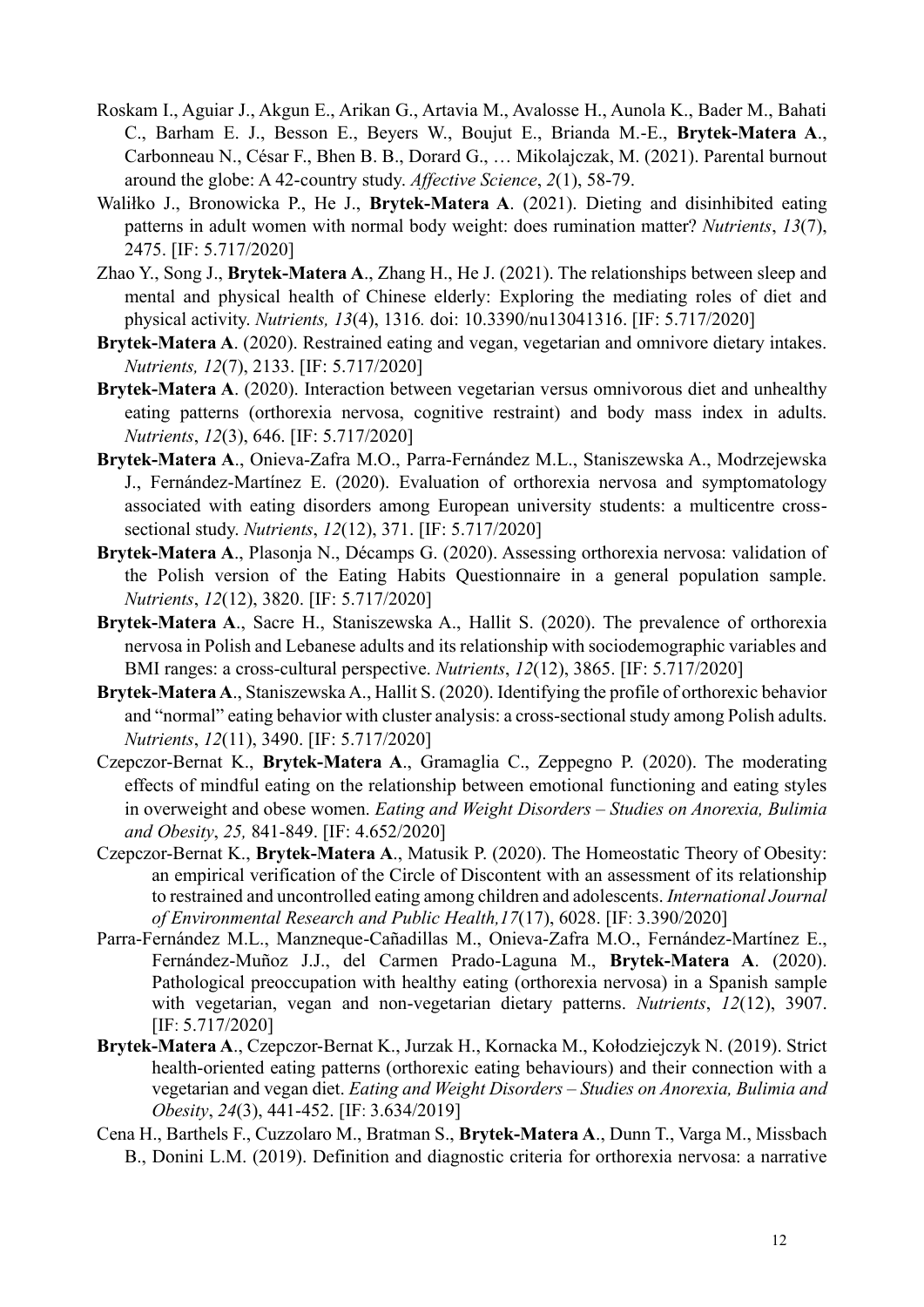Roskam I., Aguiar J., Akgun E., Arikan G., Artavia M., Avalosse H., Aunola K., Bader M., Bahati C., Barham E. J., Besson E., Beyers W., Boujut E., Brianda M.-E., **Brytek-Matera A**., Carbonneau N., César F., Bhen B. B., Dorard G., … Mikolajczak, M. (2021). Parental burnout around the globe: A 42-country study. *Affective Science*, *2*(1), 58-79.

Waliłko J., Bronowicka P., He J., **Brytek-Matera A**. (2021). Dieting and disinhibited eating patterns in adult women with normal body weight: does rumination matter? *Nutrients*, *13*(7), 2475. [IF: 5.717/2020]

Zhao Y., Song J., **Brytek-Matera A**., Zhang H., He J. (2021). The relationships between sleep and mental and physical health of Chinese elderly: Exploring the mediating roles of diet and physical activity. *Nutrients, 13*(4), 1316*.* doi: 10.3390/nu13041316. [IF: 5.717/2020]

**Brytek-Matera A**. (2020). Restrained eating and vegan, vegetarian and omnivore dietary intakes. *Nutrients, 12*(7), 2133. [IF: 5.717/2020]

**Brytek-Matera A**. (2020). Interaction between vegetarian versus omnivorous diet and unhealthy eating patterns (orthorexia nervosa, cognitive restraint) and body mass index in adults. *Nutrients*, *12*(3), 646. [IF: 5.717/2020]

**Brytek-Matera A**., Onieva-Zafra M.O., Parra-Fernández M.L., Staniszewska A., Modrzejewska J., Fernández-Martínez E. (2020). Evaluation of orthorexia nervosa and symptomatology associated with eating disorders among European university students: a multicentre cross-sectional study. *Nutrients*, *12*(12), 371. [IF: 5.717/2020]

**Brytek-Matera A**., Plasonja N., Décamps G. (2020). Assessing orthorexia nervosa: validation of the Polish version of the Eating Habits Questionnaire in a general population sample. *Nutrients*, *12*(12), 3820. [IF: 5.717/2020]

**Brytek-Matera A**., Sacre H., Staniszewska A., Hallit S. (2020). The prevalence of orthorexia nervosa in Polish and Lebanese adults and its relationship with sociodemographic variables and BMI ranges: a cross-cultural perspective. *Nutrients*, *12*(12), 3865. [IF: 5.717/2020]

**Brytek-Matera A**., Staniszewska A., Hallit S. (2020). Identifying the profile of orthorexic behavior and "normal" eating behavior with cluster analysis: a cross-sectional study among Polish adults. *Nutrients*, *12*(11), 3490. [IF: 5.717/2020]

Czepczor-Bernat K., **Brytek-Matera A**., Gramaglia C., Zeppegno P. (2020). The moderating effects of mindful eating on the relationship between emotional functioning and eating styles in overweight and obese women. *Eating and Weight Disorders – Studies on Anorexia, Bulimia and Obesity*, *25,* 841-849. [IF: 4.652/2020]

Czepczor-Bernat K., **Brytek-Matera A**., Matusik P. (2020). The Homeostatic Theory of Obesity: an empirical verification of the Circle of Discontent with an assessment of its relationship to restrained and uncontrolled eating among children and adolescents. *International Journal of Environmental Research and Public Health,17*(17), 6028. [IF: 3.390/2020]

Parra-Fernández M.L., Manzneque-Cañadillas M., Onieva-Zafra M.O., Fernández-Martínez E., Fernández-Muñoz J.J., del Carmen Prado-Laguna M., **Brytek-Matera A**. (2020). Pathological preoccupation with healthy eating (orthorexia nervosa) in a Spanish sample with vegetarian, vegan and non-vegetarian dietary patterns. *Nutrients*, *12*(12), 3907. [IF: 5.717/2020]

**Brytek-Matera A**., Czepczor-Bernat K., Jurzak H., Kornacka M., Kołodziejczyk N. (2019). Strict health-oriented eating patterns (orthorexic eating behaviours) and their connection with a vegetarian and vegan diet. *Eating and Weight Disorders – Studies on Anorexia, Bulimia and Obesity*, *24*(3), 441-452. [IF: 3.634/2019]

Cena H., Barthels F., Cuzzolaro M., Bratman S., **Brytek-Matera A**., Dunn T., Varga M., Missbach B., Donini L.M. (2019). Definition and diagnostic criteria for orthorexia nervosa: a narrative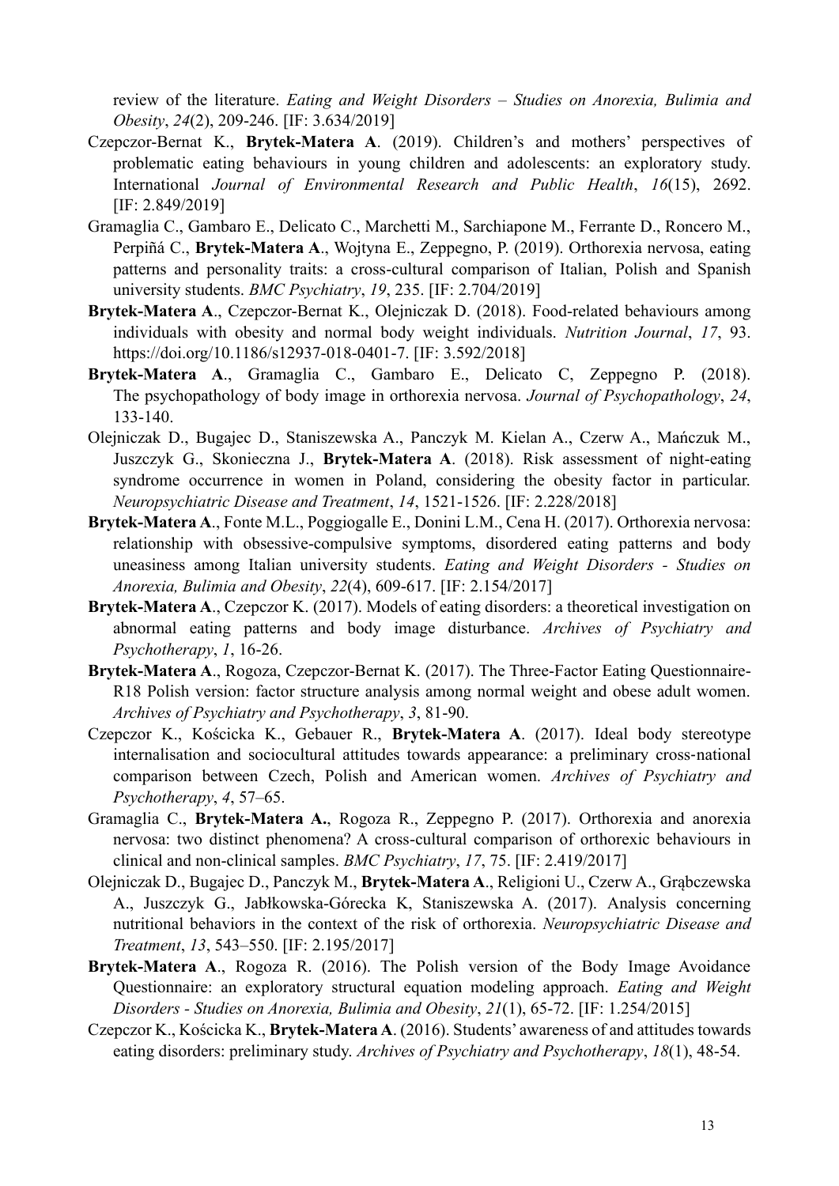review of the literature. *Eating and Weight Disorders – Studies on Anorexia, Bulimia and Obesity*, *24*(2), 209-246. [IF: 3.634/2019]

Czepczor-Bernat K., **Brytek-Matera A**. (2019). Children's and mothers' perspectives of problematic eating behaviours in young children and adolescents: an exploratory study. International *Journal of Environmental Research and Public Health*, *16*(15), 2692. [IF: 2.849/2019]

Gramaglia C., Gambaro E., Delicato C., Marchetti M., Sarchiapone M., Ferrante D., Roncero M., Perpiñá C., **Brytek-Matera A**., Wojtyna E., Zeppegno, P. (2019). Orthorexia nervosa, eating patterns and personality traits: a cross-cultural comparison of Italian, Polish and Spanish university students. *BMC Psychiatry*, *19*, 235. [IF: 2.704/2019]

**Brytek-Matera A**., Czepczor-Bernat K., Olejniczak D. (2018). Food-related behaviours among individuals with obesity and normal body weight individuals. *Nutrition Journal*, *17*, 93. https://doi.org/10.1186/s12937-018-0401-7. [IF: 3.592/2018]

**Brytek-Matera A**., Gramaglia C., Gambaro E., Delicato C, Zeppegno P. (2018). The psychopathology of body image in orthorexia nervosa. *Journal of Psychopathology*, *24*, 133-140.

Olejniczak D., Bugajec D., Staniszewska A., Panczyk M. Kielan A., Czerw A., Mańczuk M., Juszczyk G., Skonieczna J., **Brytek-Matera A**. (2018). Risk assessment of night-eating syndrome occurrence in women in Poland, considering the obesity factor in particular. *Neuropsychiatric Disease and Treatment*, *14*, 1521-1526. [IF: 2.228/2018]

**Brytek-Matera A**., Fonte M.L., Poggiogalle E., Donini L.M., Cena H. (2017). Orthorexia nervosa: relationship with obsessive-compulsive symptoms, disordered eating patterns and body uneasiness among Italian university students. *Eating and Weight Disorders - Studies on Anorexia, Bulimia and Obesity*, *22*(4), 609-617. [IF: 2.154/2017]

**Brytek-Matera A**., Czepczor K. (2017). Models of eating disorders: a theoretical investigation on abnormal eating patterns and body image disturbance. *Archives of Psychiatry and Psychotherapy*, *1*, 16-26.

**Brytek-Matera A**., Rogoza, Czepczor-Bernat K. (2017). The Three-Factor Eating Questionnaire-R18 Polish version: factor structure analysis among normal weight and obese adult women. *Archives of Psychiatry and Psychotherapy*, *3*, 81-90.

Czepczor K., Kościcka K., Gebauer R., **Brytek-Matera A**. (2017). Ideal body stereotype internalisation and sociocultural attitudes towards appearance: a preliminary cross-national comparison between Czech, Polish and American women. *Archives of Psychiatry and Psychotherapy*, *4*, 57–65.

Gramaglia C., **Brytek-Matera A.**, Rogoza R., Zeppegno P. (2017). Orthorexia and anorexia nervosa: two distinct phenomena? A cross-cultural comparison of orthorexic behaviours in clinical and non-clinical samples. *BMC Psychiatry*, *17*, 75. [IF: 2.419/2017]

Olejniczak D., Bugajec D., Panczyk M., **Brytek-Matera A**., Religioni U., Czerw A., Grąbczewska A., Juszczyk G., Jabłkowska-Górecka K, Staniszewska A. (2017). Analysis concerning nutritional behaviors in the context of the risk of orthorexia. *Neuropsychiatric Disease and Treatment*, *13*, 543–550. [IF: 2.195/2017]

**Brytek-Matera A**., Rogoza R. (2016). The Polish version of the Body Image Avoidance Questionnaire: an exploratory structural equation modeling approach. *Eating and Weight Disorders - Studies on Anorexia, Bulimia and Obesity*, *21*(1), 65-72. [IF: 1.254/2015]

Czepczor K., Kościcka K., **Brytek-Matera A**. (2016). Students' awareness of and attitudes towards eating disorders: preliminary study. *Archives of Psychiatry and Psychotherapy*, *18*(1), 48-54.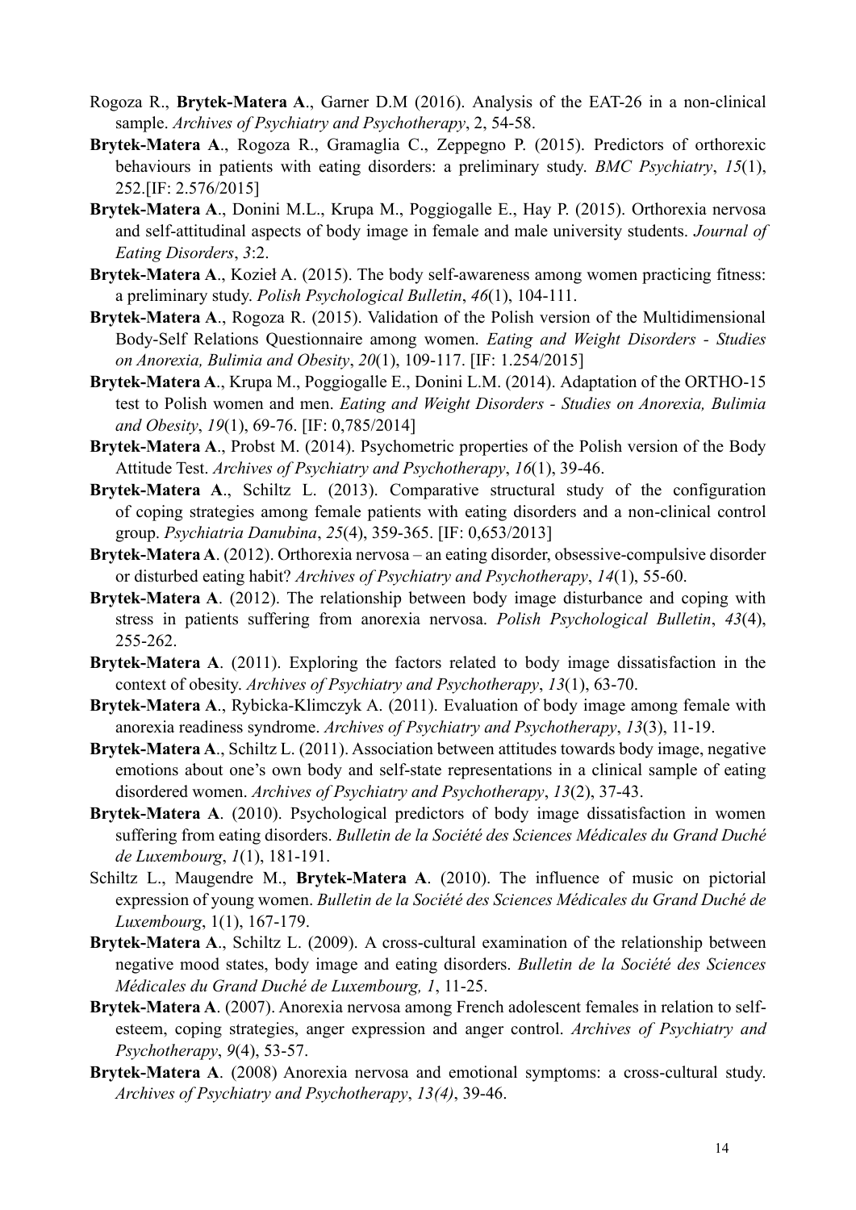Rogoza R., **Brytek-Matera A**., Garner D.M (2016). Analysis of the EAT-26 in a non-clinical sample. *Archives of Psychiatry and Psychotherapy*, 2, 54-58.

**Brytek-Matera A**., Rogoza R., Gramaglia C., Zeppegno P. (2015). Predictors of orthorexic behaviours in patients with eating disorders: a preliminary study. *BMC Psychiatry*, *15*(1), 252.[IF: 2.576/2015]

**Brytek-Matera A**., Donini M.L., Krupa M., Poggiogalle E., Hay P. (2015). Orthorexia nervosa and self-attitudinal aspects of body image in female and male university students. *Journal of Eating Disorders*, *3*:2.

**Brytek-Matera A**., Kozieł A. (2015). The body self-awareness among women practicing fitness: a preliminary study. *Polish Psychological Bulletin*, *46*(1), 104-111.

**Brytek-Matera A**., Rogoza R. (2015). Validation of the Polish version of the Multidimensional Body-Self Relations Questionnaire among women. *Eating and Weight Disorders - Studies on Anorexia, Bulimia and Obesity*, *20*(1), 109-117. [IF: 1.254/2015]

**Brytek-Matera A**., Krupa M., Poggiogalle E., Donini L.M. (2014). Adaptation of the ORTHO-15 test to Polish women and men. *Eating and Weight Disorders - Studies on Anorexia, Bulimia and Obesity*, *19*(1), 69-76. [IF: 0,785/2014]

**Brytek-Matera A**., Probst M. (2014). Psychometric properties of the Polish version of the Body Attitude Test. *Archives of Psychiatry and Psychotherapy*, *16*(1), 39-46.

**Brytek-Matera A**., Schiltz L. (2013). Comparative structural study of the configuration of coping strategies among female patients with eating disorders and a non-clinical control group. *Psychiatria Danubina*, *25*(4), 359-365. [IF: 0,653/2013]

**Brytek-Matera A**. (2012). Orthorexia nervosa – an eating disorder, obsessive-compulsive disorder or disturbed eating habit? *Archives of Psychiatry and Psychotherapy*, *14*(1), 55-60.

**Brytek-Matera A**. (2012). The relationship between body image disturbance and coping with stress in patients suffering from anorexia nervosa. *Polish Psychological Bulletin*, *43*(4), 255-262.

**Brytek-Matera A**. (2011). Exploring the factors related to body image dissatisfaction in the context of obesity. *Archives of Psychiatry and Psychotherapy*, *13*(1), 63-70.

**Brytek-Matera A**., Rybicka-Klimczyk A. (2011). Evaluation of body image among female with anorexia readiness syndrome. *Archives of Psychiatry and Psychotherapy*, *13*(3), 11-19.

**Brytek-Matera A**., Schiltz L. (2011). Association between attitudes towards body image, negative emotions about one's own body and self-state representations in a clinical sample of eating disordered women. *Archives of Psychiatry and Psychotherapy*, *13*(2), 37-43.

**Brytek-Matera A**. (2010). Psychological predictors of body image dissatisfaction in women suffering from eating disorders. *Bulletin de la Société des Sciences Médicales du Grand Duché de Luxembourg*, *1*(1), 181-191.

Schiltz L., Maugendre M., **Brytek-Matera A**. (2010). The influence of music on pictorial expression of young women. *Bulletin de la Société des Sciences Médicales du Grand Duché de Luxembourg*, 1(1), 167-179.

**Brytek-Matera A**., Schiltz L. (2009). A cross-cultural examination of the relationship between negative mood states, body image and eating disorders. *Bulletin de la Société des Sciences Médicales du Grand Duché de Luxembourg, 1*, 11-25.

**Brytek-Matera A**. (2007). Anorexia nervosa among French adolescent females in relation to self-esteem, coping strategies, anger expression and anger control. *Archives of Psychiatry and Psychotherapy*, *9*(4), 53-57.

**Brytek-Matera A**. (2008) Anorexia nervosa and emotional symptoms: a cross-cultural study. *Archives of Psychiatry and Psychotherapy*, *13(4)*, 39-46.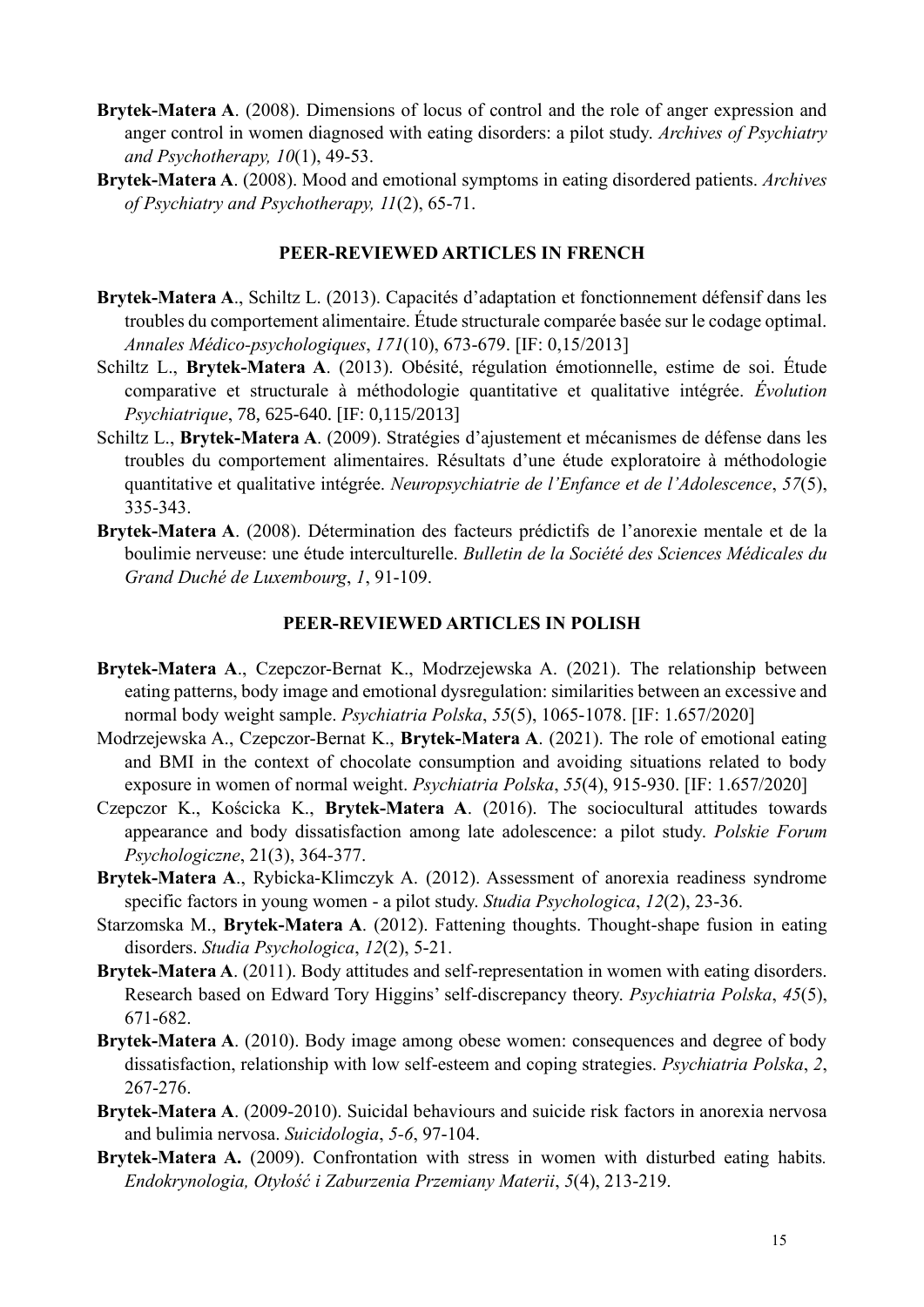**Brytek-Matera A**. (2008). Dimensions of locus of control and the role of anger expression and anger control in women diagnosed with eating disorders: a pilot study. *Archives of Psychiatry and Psychotherapy, 10*(1), 49-53.

**Brytek-Matera A**. (2008). Mood and emotional symptoms in eating disordered patients. *Archives of Psychiatry and Psychotherapy, 11*(2), 65-71.

## PEER-REVIEWED ARTICLES IN FRENCH

**Brytek-Matera A**., Schiltz L. (2013). Capacités d'adaptation et fonctionnement défensif dans les troubles du comportement alimentaire. Étude structurale comparée basée sur le codage optimal. *Annales Médico-psychologiques*, *171*(10), 673-679. [IF: 0,15/2013]

Schiltz L., **Brytek-Matera A**. (2013). Obésité, régulation émotionnelle, estime de soi. Étude comparative et structurale à méthodologie quantitative et qualitative intégrée. *Évolution Psychiatrique*, 78, 625-640. [IF: 0,115/2013]

Schiltz L., **Brytek-Matera A**. (2009). Stratégies d'ajustement et mécanismes de défense dans les troubles du comportement alimentaires. Résultats d'une étude exploratoire à méthodologie quantitative et qualitative intégrée. *Neuropsychiatrie de l'Enfance et de l'Adolescence*, *57*(5), 335-343.

**Brytek-Matera A**. (2008). Détermination des facteurs prédictifs de l'anorexie mentale et de la boulimie nerveuse: une étude interculturelle. *Bulletin de la Société des Sciences Médicales du Grand Duché de Luxembourg*, *1*, 91-109.

## PEER-REVIEWED ARTICLES IN POLISH

**Brytek-Matera A**., Czepczor-Bernat K., Modrzejewska A. (2021). The relationship between eating patterns, body image and emotional dysregulation: similarities between an excessive and normal body weight sample. *Psychiatria Polska*, *55*(5), 1065-1078. [IF: 1.657/2020]

Modrzejewska A., Czepczor-Bernat K., **Brytek-Matera A**. (2021). The role of emotional eating and BMI in the context of chocolate consumption and avoiding situations related to body exposure in women of normal weight. *Psychiatria Polska*, *55*(4), 915-930. [IF: 1.657/2020]

Czepczor K., Kościcka K., **Brytek-Matera A**. (2016). The sociocultural attitudes towards appearance and body dissatisfaction among late adolescence: a pilot study. *Polskie Forum Psychologiczne*, 21(3), 364-377.

**Brytek-Matera A**., Rybicka-Klimczyk A. (2012). Assessment of anorexia readiness syndrome specific factors in young women - a pilot study. *Studia Psychologica*, *12*(2), 23-36.

Starzomska M., **Brytek-Matera A**. (2012). Fattening thoughts. Thought-shape fusion in eating disorders. *Studia Psychologica*, *12*(2), 5-21.

**Brytek-Matera A**. (2011). Body attitudes and self-representation in women with eating disorders. Research based on Edward Tory Higgins' self-discrepancy theory. *Psychiatria Polska*, *45*(5), 671-682.

**Brytek-Matera A**. (2010). Body image among obese women: consequences and degree of body dissatisfaction, relationship with low self-esteem and coping strategies. *Psychiatria Polska*, *2*, 267-276.

**Brytek-Matera A**. (2009-2010). Suicidal behaviours and suicide risk factors in anorexia nervosa and bulimia nervosa. *Suicidologia*, *5-6*, 97-104.

**Brytek-Matera A.** (2009). Confrontation with stress in women with disturbed eating habits. *Endokrynologia, Otyłość i Zaburzenia Przemiany Materii*, *5*(4), 213-219.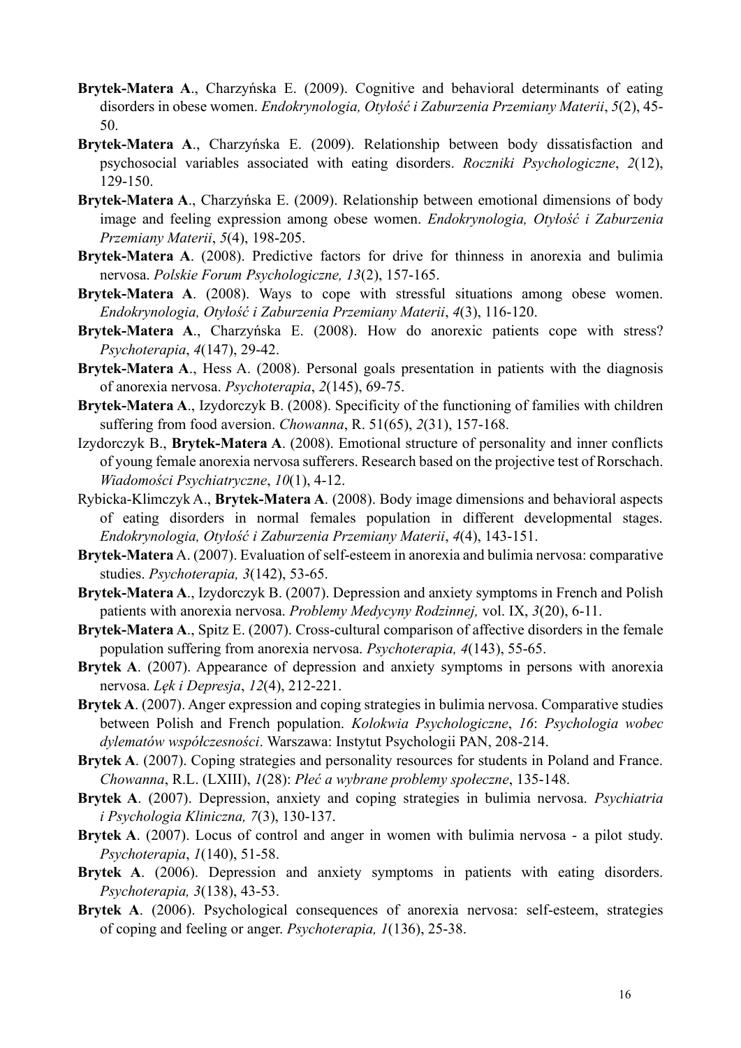**Brytek-Matera A**., Charzyńska E. (2009). Cognitive and behavioral determinants of eating disorders in obese women. *Endokrynologia, Otyłość i Zaburzenia Przemiany Materii*, *5*(2), 45-50.

**Brytek-Matera A**., Charzyńska E. (2009). Relationship between body dissatisfaction and psychosocial variables associated with eating disorders. *Roczniki Psychologiczne*, *2*(12), 129-150.

**Brytek-Matera A**., Charzyńska E. (2009). Relationship between emotional dimensions of body image and feeling expression among obese women. *Endokrynologia, Otyłość i Zaburzenia Przemiany Materii*, *5*(4), 198-205.

**Brytek-Matera A**. (2008). Predictive factors for drive for thinness in anorexia and bulimia nervosa. *Polskie Forum Psychologiczne, 13*(2), 157-165.

**Brytek-Matera A**. (2008). Ways to cope with stressful situations among obese women. *Endokrynologia, Otyłość i Zaburzenia Przemiany Materii*, *4*(3), 116-120.

**Brytek-Matera A**., Charzyńska E. (2008). How do anorexic patients cope with stress? *Psychoterapia*, *4*(147), 29-42.

**Brytek-Matera A**., Hess A. (2008). Personal goals presentation in patients with the diagnosis of anorexia nervosa. *Psychoterapia*, *2*(145), 69-75.

**Brytek-Matera A**., Izydorczyk B. (2008). Specificity of the functioning of families with children suffering from food aversion. *Chowanna*, R. 51(65), *2*(31), 157-168.

Izydorczyk B., **Brytek-Matera A**. (2008). Emotional structure of personality and inner conflicts of young female anorexia nervosa sufferers. Research based on the projective test of Rorschach. *Wiadomości Psychiatryczne*, *10*(1), 4-12.

Rybicka-Klimczyk A., **Brytek-Matera A**. (2008). Body image dimensions and behavioral aspects of eating disorders in normal females population in different developmental stages. *Endokrynologia, Otyłość i Zaburzenia Przemiany Materii*, *4*(4), 143-151.

**Brytek-Matera** A. (2007). Evaluation of self-esteem in anorexia and bulimia nervosa: comparative studies. *Psychoterapia, 3*(142), 53-65.

**Brytek-Matera A**., Izydorczyk B. (2007). Depression and anxiety symptoms in French and Polish patients with anorexia nervosa. *Problemy Medycyny Rodzinnej,* vol. IX, *3*(20), 6-11.

**Brytek-Matera A**., Spitz E. (2007). Cross-cultural comparison of affective disorders in the female population suffering from anorexia nervosa. *Psychoterapia, 4*(143), 55-65.

**Brytek A**. (2007). Appearance of depression and anxiety symptoms in persons with anorexia nervosa. *Lęk i Depresja*, *12*(4), 212-221.

**Brytek A**. (2007). Anger expression and coping strategies in bulimia nervosa. Comparative studies between Polish and French population. *Kolokwia Psychologiczne*, *16*: *Psychologia wobec dylematów współczesności*. Warszawa: Instytut Psychologii PAN, 208-214.

**Brytek A**. (2007). Coping strategies and personality resources for students in Poland and France. *Chowanna*, R.L. (LXIII), *1*(28): *Płeć a wybrane problemy społeczne*, 135-148.

**Brytek A**. (2007). Depression, anxiety and coping strategies in bulimia nervosa. *Psychiatria i Psychologia Kliniczna, 7*(3), 130-137.

**Brytek A**. (2007). Locus of control and anger in women with bulimia nervosa - a pilot study. *Psychoterapia*, *1*(140), 51-58.

**Brytek A**. (2006). Depression and anxiety symptoms in patients with eating disorders. *Psychoterapia, 3*(138), 43-53.

**Brytek A**. (2006). Psychological consequences of anorexia nervosa: self-esteem, strategies of coping and feeling or anger. *Psychoterapia, 1*(136), 25-38.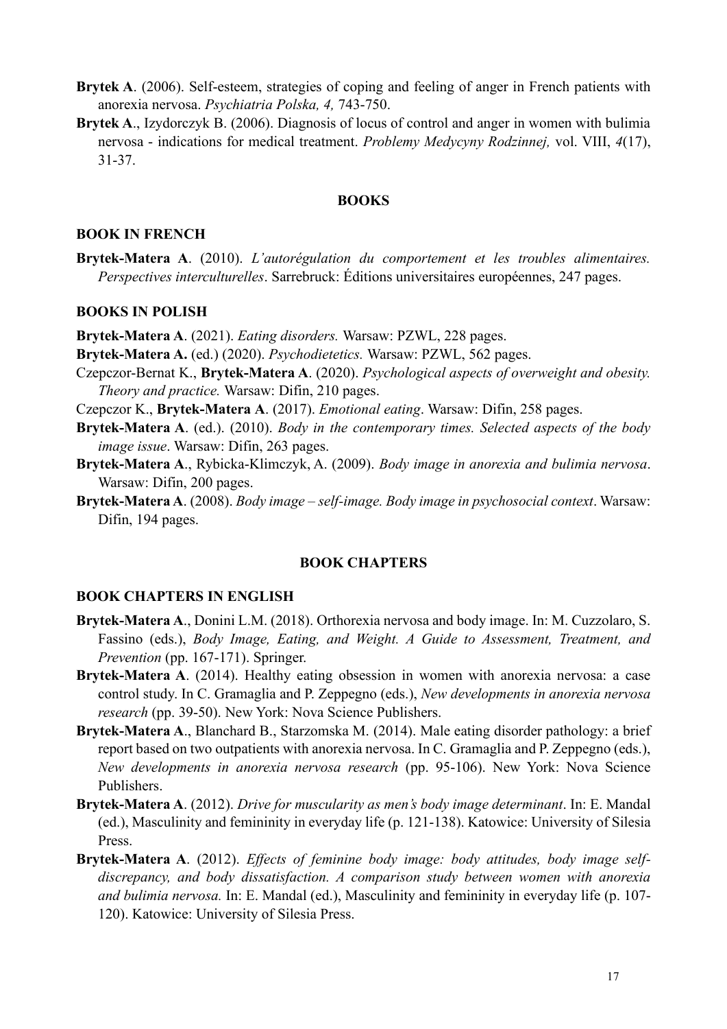**Brytek A**. (2006). Self-esteem, strategies of coping and feeling of anger in French patients with anorexia nervosa. *Psychiatria Polska, 4,* 743-750.

**Brytek A**., Izydorczyk B. (2006). Diagnosis of locus of control and anger in women with bulimia nervosa - indications for medical treatment. *Problemy Medycyny Rodzinnej,* vol. VIII, *4*(17), 31-37.

## BOOKS

### BOOK IN FRENCH

**Brytek-Matera A**. (2010). *L'autorégulation du comportement et les troubles alimentaires. Perspectives interculturelles*. Sarrebruck: Éditions universitaires européennes, 247 pages.

### BOOKS IN POLISH

**Brytek-Matera A**. (2021). *Eating disorders.* Warsaw: PZWL, 228 pages.

**Brytek-Matera A.** (ed.) (2020). *Psychodietetics.* Warsaw: PZWL, 562 pages.

Czepczor-Bernat K., **Brytek-Matera A**. (2020). *Psychological aspects of overweight and obesity. Theory and practice.* Warsaw: Difin, 210 pages.

Czepczor K., **Brytek-Matera A**. (2017). *Emotional eating*. Warsaw: Difin, 258 pages.

**Brytek-Matera A**. (ed.). (2010). *Body in the contemporary times. Selected aspects of the body image issue*. Warsaw: Difin, 263 pages.

**Brytek-Matera A**., Rybicka-Klimczyk, A. (2009). *Body image in anorexia and bulimia nervosa*. Warsaw: Difin, 200 pages.

**Brytek-Matera A**. (2008). *Body image – self-image. Body image in psychosocial context*. Warsaw: Difin, 194 pages.

## BOOK CHAPTERS

### BOOK CHAPTERS IN ENGLISH

**Brytek-Matera A**., Donini L.M. (2018). Orthorexia nervosa and body image. In: M. Cuzzolaro, S. Fassino (eds.), *Body Image, Eating, and Weight. A Guide to Assessment, Treatment, and Prevention* (pp. 167-171). Springer.

**Brytek-Matera A**. (2014). Healthy eating obsession in women with anorexia nervosa: a case control study. In C. Gramaglia and P. Zeppegno (eds.), *New developments in anorexia nervosa research* (pp. 39-50). New York: Nova Science Publishers.

**Brytek-Matera A**., Blanchard B., Starzomska M. (2014). Male eating disorder pathology: a brief report based on two outpatients with anorexia nervosa. In C. Gramaglia and P. Zeppegno (eds.), *New developments in anorexia nervosa research* (pp. 95-106). New York: Nova Science Publishers.

**Brytek-Matera A**. (2012). *Drive for muscularity as men's body image determinant*. In: E. Mandal (ed.), Masculinity and femininity in everyday life (p. 121-138). Katowice: University of Silesia Press.

**Brytek-Matera A**. (2012). *Effects of feminine body image: body attitudes, body image self-discrepancy, and body dissatisfaction. A comparison study between women with anorexia and bulimia nervosa.* In: E. Mandal (ed.), Masculinity and femininity in everyday life (p. 107-120). Katowice: University of Silesia Press.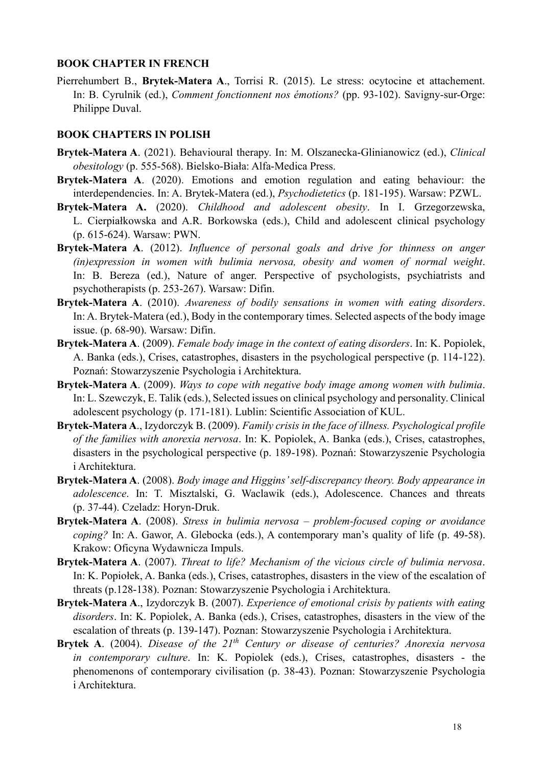**BOOK CHAPTER IN FRENCH**

Pierrehumbert B., **Brytek-Matera A**., Torrisi R. (2015). Le stress: ocytocine et attachement. In: B. Cyrulnik (ed.), *Comment fonctionnent nos émotions?* (pp. 93-102). Savigny-sur-Orge: Philippe Duval.

**BOOK CHAPTERS IN POLISH**

**Brytek-Matera A**. (2021). Behavioural therapy. In: M. Olszanecka-Glinianowicz (ed.), *Clinical obesitology* (p. 555-568). Bielsko-Biała: Alfa-Medica Press.

**Brytek-Matera A**. (2020). Emotions and emotion regulation and eating behaviour: the interdependencies. In: A. Brytek-Matera (ed.), *Psychodietetics* (p. 181-195). Warsaw: PZWL.

**Brytek-Matera A.** (2020). *Childhood and adolescent obesity*. In I. Grzegorzewska, L. Cierpiałkowska and A.R. Borkowska (eds.), Child and adolescent clinical psychology (p. 615-624). Warsaw: PWN.

**Brytek-Matera A**. (2012). *Influence of personal goals and drive for thinness on anger (in)expression in women with bulimia nervosa, obesity and women of normal weight*. In: B. Bereza (ed.), Nature of anger. Perspective of psychologists, psychiatrists and psychotherapists (p. 253-267). Warsaw: Difin.

**Brytek-Matera A**. (2010). *Awareness of bodily sensations in women with eating disorders*. In: A. Brytek-Matera (ed.), Body in the contemporary times. Selected aspects of the body image issue. (p. 68-90). Warsaw: Difin.

**Brytek-Matera A**. (2009). *Female body image in the context of eating disorders*. In: K. Popiolek, A. Banka (eds.), Crises, catastrophes, disasters in the psychological perspective (p. 114-122). Poznań: Stowarzyszenie Psychologia i Architektura.

**Brytek-Matera A**. (2009). *Ways to cope with negative body image among women with bulimia*. In: L. Szewczyk, E. Talik (eds.), Selected issues on clinical psychology and personality. Clinical adolescent psychology (p. 171-181). Lublin: Scientific Association of KUL.

**Brytek-Matera A**., Izydorczyk B. (2009). *Family crisis in the face of illness. Psychological profile of the families with anorexia nervosa*. In: K. Popiolek, A. Banka (eds.), Crises, catastrophes, disasters in the psychological perspective (p. 189-198). Poznań: Stowarzyszenie Psychologia i Architektura.

**Brytek-Matera A**. (2008). *Body image and Higgins' self-discrepancy theory. Body appearance in adolescence*. In: T. Misztalski, G. Waclawik (eds.), Adolescence. Chances and threats (p. 37-44). Czeladz: Horyn-Druk.

**Brytek-Matera A**. (2008). *Stress in bulimia nervosa – problem-focused coping or avoidance coping?* In: A. Gawor, A. Glebocka (eds.), A contemporary man's quality of life (p. 49-58). Krakow: Oficyna Wydawnicza Impuls.

**Brytek-Matera A**. (2007). *Threat to life? Mechanism of the vicious circle of bulimia nervosa*. In: K. Popiołek, A. Banka (eds.), Crises, catastrophes, disasters in the view of the escalation of threats (p.128-138). Poznan: Stowarzyszenie Psychologia i Architektura.

**Brytek-Matera A**., Izydorczyk B. (2007). *Experience of emotional crisis by patients with eating disorders*. In: K. Popiolek, A. Banka (eds.), Crises, catastrophes, disasters in the view of the escalation of threats (p. 139-147). Poznan: Stowarzyszenie Psychologia i Architektura.

**Brytek A**. (2004). *Disease of the 21th Century or disease of centuries? Anorexia nervosa in contemporary culture*. In: K. Popiolek (eds.), Crises, catastrophes, disasters - the phenomenons of contemporary civilisation (p. 38-43). Poznan: Stowarzyszenie Psychologia i Architektura.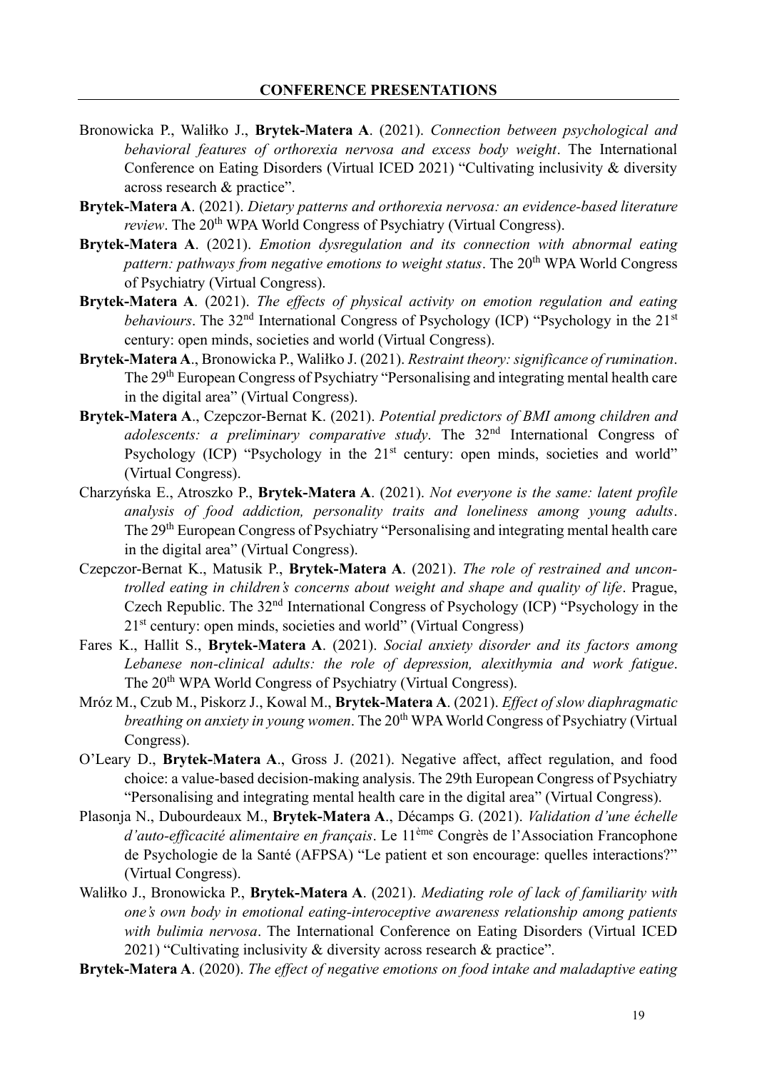## CONFERENCE PRESENTATIONS

Bronowicka P., Waliłko J., **Brytek-Matera A**. (2021). *Connection between psychological and behavioral features of orthorexia nervosa and excess body weight*. The International Conference on Eating Disorders (Virtual ICED 2021) "Cultivating inclusivity & diversity across research & practice".

**Brytek-Matera A**. (2021). *Dietary patterns and orthorexia nervosa: an evidence-based literature review*. The 20th WPA World Congress of Psychiatry (Virtual Congress).

**Brytek-Matera A**. (2021). *Emotion dysregulation and its connection with abnormal eating pattern: pathways from negative emotions to weight status*. The 20th WPA World Congress of Psychiatry (Virtual Congress).

**Brytek-Matera A**. (2021). *The effects of physical activity on emotion regulation and eating behaviours*. The 32nd International Congress of Psychology (ICP) "Psychology in the 21st century: open minds, societies and world (Virtual Congress).

**Brytek-Matera A**., Bronowicka P., Waliłko J. (2021). *Restraint theory: significance of rumination*. The 29th European Congress of Psychiatry "Personalising and integrating mental health care in the digital area" (Virtual Congress).

**Brytek-Matera A**., Czepczor-Bernat K. (2021). *Potential predictors of BMI among children and adolescents: a preliminary comparative study*. The 32nd International Congress of Psychology (ICP) "Psychology in the 21st century: open minds, societies and world" (Virtual Congress).

Charzyńska E., Atroszko P., **Brytek-Matera A**. (2021). *Not everyone is the same: latent profile analysis of food addiction, personality traits and loneliness among young adults*. The 29th European Congress of Psychiatry "Personalising and integrating mental health care in the digital area" (Virtual Congress).

Czepczor-Bernat K., Matusik P., **Brytek-Matera A**. (2021). *The role of restrained and uncontrolled eating in children's concerns about weight and shape and quality of life*. Prague, Czech Republic. The 32nd International Congress of Psychology (ICP) "Psychology in the 21st century: open minds, societies and world" (Virtual Congress)

Fares K., Hallit S., **Brytek-Matera A**. (2021). *Social anxiety disorder and its factors among Lebanese non-clinical adults: the role of depression, alexithymia and work fatigue*. The 20th WPA World Congress of Psychiatry (Virtual Congress).

Mróz M., Czub M., Piskorz J., Kowal M., **Brytek-Matera A**. (2021). *Effect of slow diaphragmatic breathing on anxiety in young women*. The 20th WPA World Congress of Psychiatry (Virtual Congress).

O'Leary D., **Brytek-Matera A**., Gross J. (2021). Negative affect, affect regulation, and food choice: a value-based decision-making analysis. The 29th European Congress of Psychiatry "Personalising and integrating mental health care in the digital area" (Virtual Congress).

Plasonja N., Dubourdeaux M., **Brytek-Matera A**., Décamps G. (2021). *Validation d'une échelle d'auto-efficacité alimentaire en français*. Le 11ème Congrès de l'Association Francophone de Psychologie de la Santé (AFPSA) "Le patient et son encourage: quelles interactions?" (Virtual Congress).

Waliłko J., Bronowicka P., **Brytek-Matera A**. (2021). *Mediating role of lack of familiarity with one's own body in emotional eating-interoceptive awareness relationship among patients with bulimia nervosa*. The International Conference on Eating Disorders (Virtual ICED 2021) "Cultivating inclusivity & diversity across research & practice".

**Brytek-Matera A**. (2020). *The effect of negative emotions on food intake and maladaptive eating*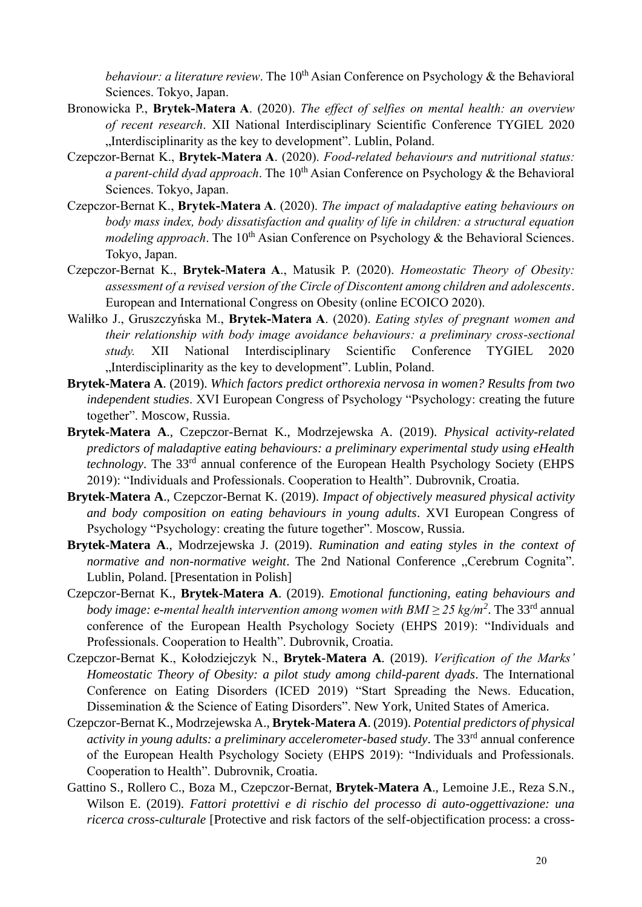*behaviour: a literature review*. The 10th Asian Conference on Psychology & the Behavioral Sciences. Tokyo, Japan.

Bronowicka P., **Brytek-Matera A**. (2020). *The effect of selfies on mental health: an overview of recent research*. XII National Interdisciplinary Scientific Conference TYGIEL 2020 „Interdisciplinarity as the key to development". Lublin, Poland.

Czepczor-Bernat K., **Brytek-Matera A**. (2020). *Food-related behaviours and nutritional status: a parent-child dyad approach*. The 10th Asian Conference on Psychology & the Behavioral Sciences. Tokyo, Japan.

Czepczor-Bernat K., **Brytek-Matera A**. (2020). *The impact of maladaptive eating behaviours on body mass index, body dissatisfaction and quality of life in children: a structural equation modeling approach*. The 10th Asian Conference on Psychology & the Behavioral Sciences. Tokyo, Japan.

Czepczor-Bernat K., **Brytek-Matera A**., Matusik P. (2020). *Homeostatic Theory of Obesity: assessment of a revised version of the Circle of Discontent among children and adolescents*. European and International Congress on Obesity (online ECOICO 2020).

Waliłko J., Gruszczyńska M., **Brytek-Matera A**. (2020). *Eating styles of pregnant women and their relationship with body image avoidance behaviours: a preliminary cross-sectional study.* XII National Interdisciplinary Scientific Conference TYGIEL 2020 „Interdisciplinarity as the key to development". Lublin, Poland.

**Brytek-Matera A**. (2019). *Which factors predict orthorexia nervosa in women? Results from two independent studies*. XVI European Congress of Psychology "Psychology: creating the future together". Moscow, Russia.

**Brytek-Matera A**., Czepczor-Bernat K., Modrzejewska A. (2019). *Physical activity-related predictors of maladaptive eating behaviours: a preliminary experimental study using eHealth technology*. The 33rd annual conference of the European Health Psychology Society (EHPS 2019): "Individuals and Professionals. Cooperation to Health". Dubrovnik, Croatia.

**Brytek-Matera A**., Czepczor-Bernat K. (2019). *Impact of objectively measured physical activity and body composition on eating behaviours in young adults*. XVI European Congress of Psychology "Psychology: creating the future together". Moscow, Russia.

**Brytek-Matera A**., Modrzejewska J. (2019). *Rumination and eating styles in the context of normative and non-normative weight*. The 2nd National Conference „Cerebrum Cognita". Lublin, Poland. [Presentation in Polish]

Czepczor-Bernat K., **Brytek-Matera A**. (2019). *Emotional functioning, eating behaviours and body image: e-mental health intervention among women with BMI ≥ 25 kg/m$^2$*. The 33rd annual conference of the European Health Psychology Society (EHPS 2019): "Individuals and Professionals. Cooperation to Health". Dubrovnik, Croatia.

Czepczor-Bernat K., Kołodziejczyk N., **Brytek-Matera A**. (2019). *Verification of the Marks' Homeostatic Theory of Obesity: a pilot study among child-parent dyads*. The International Conference on Eating Disorders (ICED 2019) "Start Spreading the News. Education, Dissemination & the Science of Eating Disorders". New York, United States of America.

Czepczor-Bernat K., Modrzejewska A., **Brytek-Matera A**. (2019). *Potential predictors of physical activity in young adults: a preliminary accelerometer-based study*. The 33rd annual conference of the European Health Psychology Society (EHPS 2019): "Individuals and Professionals. Cooperation to Health". Dubrovnik, Croatia.

Gattino S., Rollero C., Boza M., Czepczor-Bernat, **Brytek-Matera A**., Lemoine J.E., Reza S.N., Wilson E. (2019). *Fattori protettivi e di rischio del processo di auto-oggettivazione: una ricerca cross-culturale* [Protective and risk factors of the self-objectification process: a cross-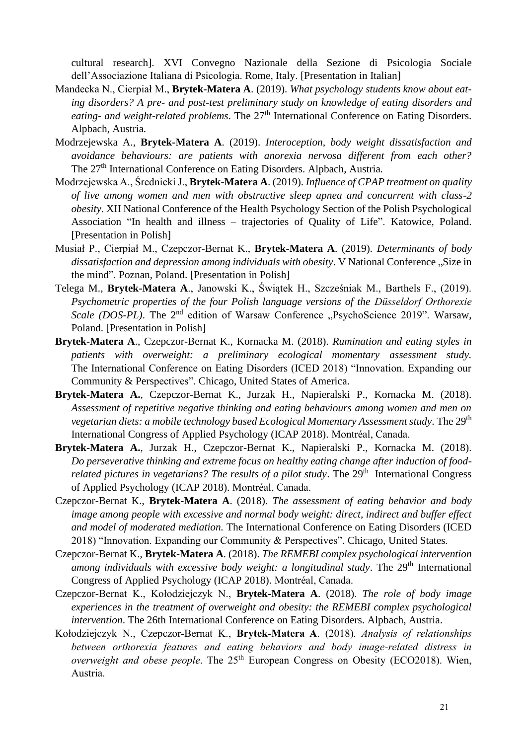cultural research]. XVI Convegno Nazionale della Sezione di Psicologia Sociale dell'Associazione Italiana di Psicologia. Rome, Italy. [Presentation in Italian]

Mandecka N., Cierpiał M., **Brytek-Matera A**. (2019). *What psychology students know about eating disorders? A pre- and post-test preliminary study on knowledge of eating disorders and eating- and weight-related problems*. The 27th International Conference on Eating Disorders. Alpbach, Austria.

Modrzejewska A., **Brytek-Matera A**. (2019). *Interoception, body weight dissatisfaction and avoidance behaviours: are patients with anorexia nervosa different from each other?* The 27th International Conference on Eating Disorders. Alpbach, Austria.

Modrzejewska A., Średnicki J., **Brytek-Matera A**. (2019). *Influence of CPAP treatment on quality of live among women and men with obstructive sleep apnea and concurrent with class-2 obesity*. XII National Conference of the Health Psychology Section of the Polish Psychological Association "In health and illness – trajectories of Quality of Life". Katowice, Poland. [Presentation in Polish]

Musiał P., Cierpiał M., Czepczor-Bernat K., **Brytek-Matera A**. (2019). *Determinants of body dissatisfaction and depression among individuals with obesity*. V National Conference „Size in the mind". Poznan, Poland. [Presentation in Polish]

Telega M., **Brytek-Matera A**., Janowski K., Świątek H., Szcześniak M., Barthels F., (2019). *Psychometric properties of the four Polish language versions of the Düsseldorf Orthorexie Scale (DOS-PL)*. The 2nd edition of Warsaw Conference „PsychoScience 2019". Warsaw, Poland. [Presentation in Polish]

**Brytek-Matera A**., Czepczor-Bernat K., Kornacka M. (2018). *Rumination and eating styles in patients with overweight: a preliminary ecological momentary assessment study.* The International Conference on Eating Disorders (ICED 2018) "Innovation. Expanding our Community & Perspectives". Chicago, United States of America.

**Brytek-Matera A.**, Czepczor-Bernat K., Jurzak H., Napieralski P., Kornacka M. (2018). *Assessment of repetitive negative thinking and eating behaviours among women and men on vegetarian diets: a mobile technology based Ecological Momentary Assessment study*. The 29th International Congress of Applied Psychology (ICAP 2018). Montréal, Canada.

**Brytek-Matera A.**, Jurzak H., Czepczor-Bernat K., Napieralski P., Kornacka M. (2018). *Do perseverative thinking and extreme focus on healthy eating change after induction of food-related pictures in vegetarians? The results of a pilot study*. The 29th International Congress of Applied Psychology (ICAP 2018). Montréal, Canada.

Czepczor-Bernat K., **Brytek-Matera A**. (2018). *The assessment of eating behavior and body image among people with excessive and normal body weight: direct, indirect and buffer effect and model of moderated mediation.* The International Conference on Eating Disorders (ICED 2018) "Innovation. Expanding our Community & Perspectives". Chicago, United States.

Czepczor-Bernat K., **Brytek-Matera A**. (2018). *The REMEBI complex psychological intervention among individuals with excessive body weight: a longitudinal study*. The 29th International Congress of Applied Psychology (ICAP 2018). Montréal, Canada.

Czepczor-Bernat K., Kołodziejczyk N., **Brytek-Matera A**. (2018). *The role of body image experiences in the treatment of overweight and obesity: the REMEBI complex psychological intervention*. The 26th International Conference on Eating Disorders. Alpbach, Austria.

Kołodziejczyk N., Czepczor-Bernat K., **Brytek-Matera A**. (2018). *Analysis of relationships between orthorexia features and eating behaviors and body image-related distress in overweight and obese people*. The 25th European Congress on Obesity (ECO2018). Wien, Austria.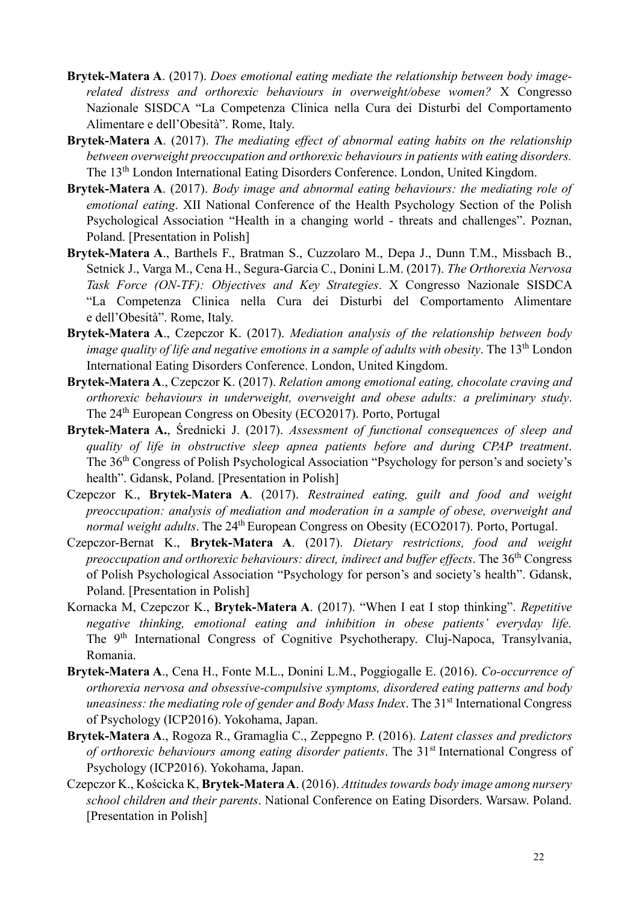**Brytek-Matera A**. (2017). *Does emotional eating mediate the relationship between body image-related distress and orthorexic behaviours in overweight/obese women?* X Congresso Nazionale SISDCA "La Competenza Clinica nella Cura dei Disturbi del Comportamento Alimentare e dell'Obesità". Rome, Italy.

**Brytek-Matera A**. (2017). *The mediating effect of abnormal eating habits on the relationship between overweight preoccupation and orthorexic behaviours in patients with eating disorders.* The 13th London International Eating Disorders Conference. London, United Kingdom.

**Brytek-Matera A**. (2017). *Body image and abnormal eating behaviours: the mediating role of emotional eating*. XII National Conference of the Health Psychology Section of the Polish Psychological Association "Health in a changing world - threats and challenges". Poznan, Poland. [Presentation in Polish]

**Brytek-Matera A**., Barthels F., Bratman S., Cuzzolaro M., Depa J., Dunn T.M., Missbach B., Setnick J., Varga M., Cena H., Segura-Garcia C., Donini L.M. (2017). *The Orthorexia Nervosa Task Force (ON-TF): Objectives and Key Strategies*. X Congresso Nazionale SISDCA "La Competenza Clinica nella Cura dei Disturbi del Comportamento Alimentare e dell'Obesità". Rome, Italy.

**Brytek-Matera A**., Czepczor K. (2017). *Mediation analysis of the relationship between body image quality of life and negative emotions in a sample of adults with obesity*. The 13th London International Eating Disorders Conference. London, United Kingdom.

**Brytek-Matera A**., Czepczor K. (2017). *Relation among emotional eating, chocolate craving and orthorexic behaviours in underweight, overweight and obese adults: a preliminary study*. The 24th European Congress on Obesity (ECO2017). Porto, Portugal

**Brytek-Matera A.**, Średnicki J. (2017). *Assessment of functional consequences of sleep and quality of life in obstructive sleep apnea patients before and during CPAP treatment*. The 36th Congress of Polish Psychological Association "Psychology for person's and society's health". Gdansk, Poland. [Presentation in Polish]

Czepczor K., **Brytek-Matera A**. (2017). *Restrained eating, guilt and food and weight preoccupation: analysis of mediation and moderation in a sample of obese, overweight and normal weight adults*. The 24th European Congress on Obesity (ECO2017). Porto, Portugal.

Czepczor-Bernat K., **Brytek-Matera A**. (2017). *Dietary restrictions, food and weight preoccupation and orthorexic behaviours: direct, indirect and buffer effects*. The 36th Congress of Polish Psychological Association "Psychology for person's and society's health". Gdansk, Poland. [Presentation in Polish]

Kornacka M, Czepczor K., **Brytek-Matera A**. (2017). "When I eat I stop thinking". *Repetitive negative thinking, emotional eating and inhibition in obese patients' everyday life.* The 9th International Congress of Cognitive Psychotherapy. Cluj-Napoca, Transylvania, Romania.

**Brytek-Matera A**., Cena H., Fonte M.L., Donini L.M., Poggiogalle E. (2016). *Co-occurrence of orthorexia nervosa and obsessive-compulsive symptoms, disordered eating patterns and body uneasiness: the mediating role of gender and Body Mass Index*. The 31st International Congress of Psychology (ICP2016). Yokohama, Japan.

**Brytek-Matera A**., Rogoza R., Gramaglia C., Zeppegno P. (2016). *Latent classes and predictors of orthorexic behaviours among eating disorder patients*. The 31st International Congress of Psychology (ICP2016). Yokohama, Japan.

Czepczor K., Kościcka K, **Brytek-Matera A**. (2016). *Attitudes towards body image among nursery school children and their parents*. National Conference on Eating Disorders. Warsaw. Poland. [Presentation in Polish]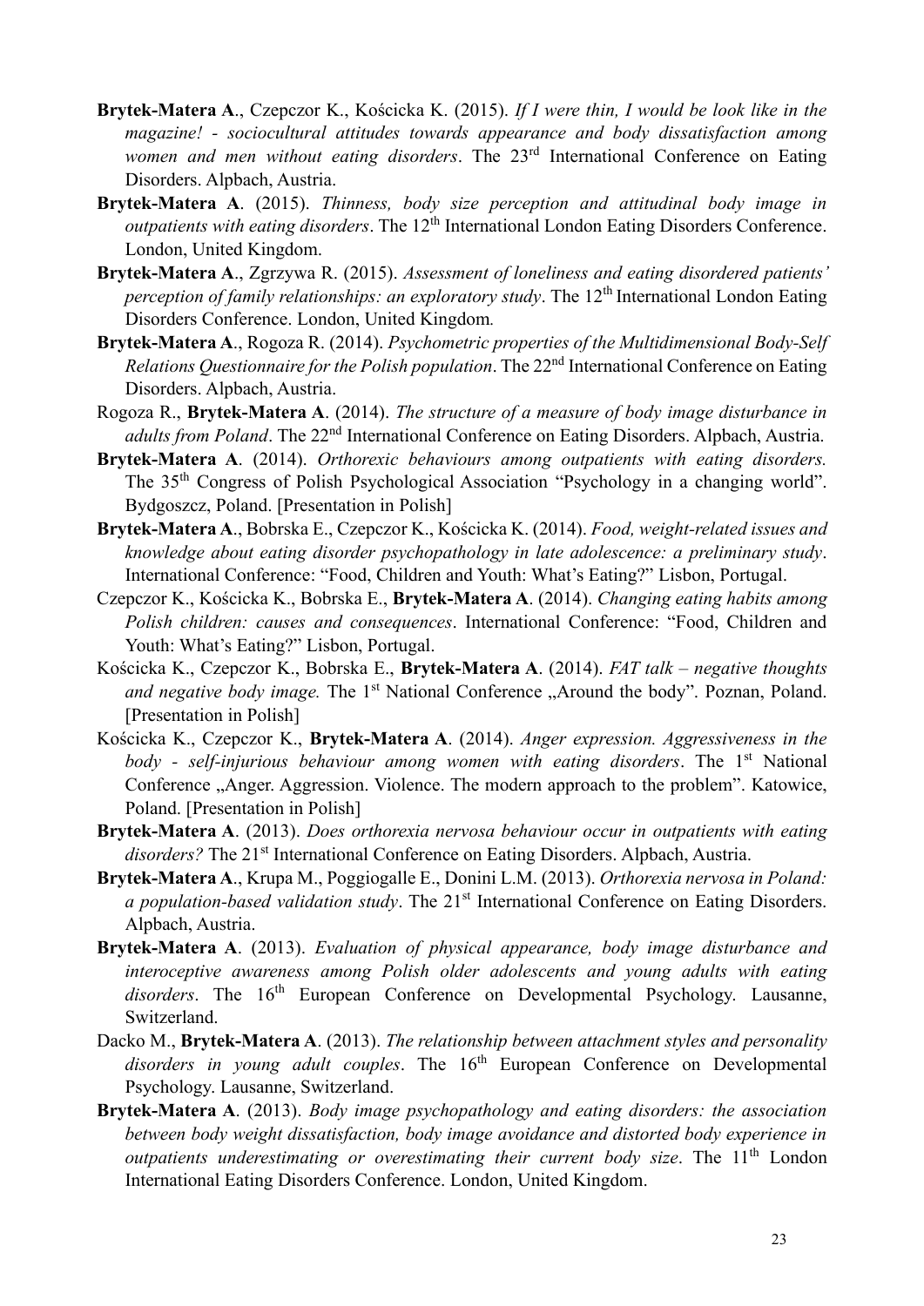**Brytek-Matera A**., Czepczor K., Kościcka K. (2015). *If I were thin, I would be look like in the magazine! - sociocultural attitudes towards appearance and body dissatisfaction among women and men without eating disorders*. The 23rd International Conference on Eating Disorders. Alpbach, Austria.

**Brytek-Matera A**. (2015). *Thinness, body size perception and attitudinal body image in outpatients with eating disorders*. The 12th International London Eating Disorders Conference. London, United Kingdom.

**Brytek-Matera A**., Zgrzywa R. (2015). *Assessment of loneliness and eating disordered patients' perception of family relationships: an exploratory study*. The 12th International London Eating Disorders Conference. London, United Kingdom.

**Brytek-Matera A**., Rogoza R. (2014). *Psychometric properties of the Multidimensional Body-Self Relations Questionnaire for the Polish population*. The 22nd International Conference on Eating Disorders. Alpbach, Austria.

Rogoza R., **Brytek-Matera A**. (2014). *The structure of a measure of body image disturbance in adults from Poland*. The 22nd International Conference on Eating Disorders. Alpbach, Austria.

**Brytek-Matera A**. (2014). *Orthorexic behaviours among outpatients with eating disorders.* The 35th Congress of Polish Psychological Association "Psychology in a changing world". Bydgoszcz, Poland. [Presentation in Polish]

**Brytek-Matera A**., Bobrska E., Czepczor K., Kościcka K. (2014). *Food, weight-related issues and knowledge about eating disorder psychopathology in late adolescence: a preliminary study*. International Conference: "Food, Children and Youth: What's Eating?" Lisbon, Portugal.

Czepczor K., Kościcka K., Bobrska E., **Brytek-Matera A**. (2014). *Changing eating habits among Polish children: causes and consequences*. International Conference: "Food, Children and Youth: What's Eating?" Lisbon, Portugal.

Kościcka K., Czepczor K., Bobrska E., **Brytek-Matera A**. (2014). *FAT talk – negative thoughts and negative body image.* The 1st National Conference „Around the body". Poznan, Poland. [Presentation in Polish]

Kościcka K., Czepczor K., **Brytek-Matera A**. (2014). *Anger expression. Aggressiveness in the body - self-injurious behaviour among women with eating disorders*. The 1st National Conference „Anger. Aggression. Violence. The modern approach to the problem". Katowice, Poland. [Presentation in Polish]

**Brytek-Matera A**. (2013). *Does orthorexia nervosa behaviour occur in outpatients with eating disorders?* The 21st International Conference on Eating Disorders. Alpbach, Austria.

**Brytek-Matera A**., Krupa M., Poggiogalle E., Donini L.M. (2013). *Orthorexia nervosa in Poland: a population-based validation study*. The 21st International Conference on Eating Disorders. Alpbach, Austria.

**Brytek-Matera A**. (2013). *Evaluation of physical appearance, body image disturbance and interoceptive awareness among Polish older adolescents and young adults with eating disorders*. The 16th European Conference on Developmental Psychology. Lausanne, Switzerland.

Dacko M., **Brytek-Matera A**. (2013). *The relationship between attachment styles and personality disorders in young adult couples*. The 16th European Conference on Developmental Psychology. Lausanne, Switzerland.

**Brytek-Matera A**. (2013). *Body image psychopathology and eating disorders: the association between body weight dissatisfaction, body image avoidance and distorted body experience in outpatients underestimating or overestimating their current body size*. The 11th London International Eating Disorders Conference. London, United Kingdom.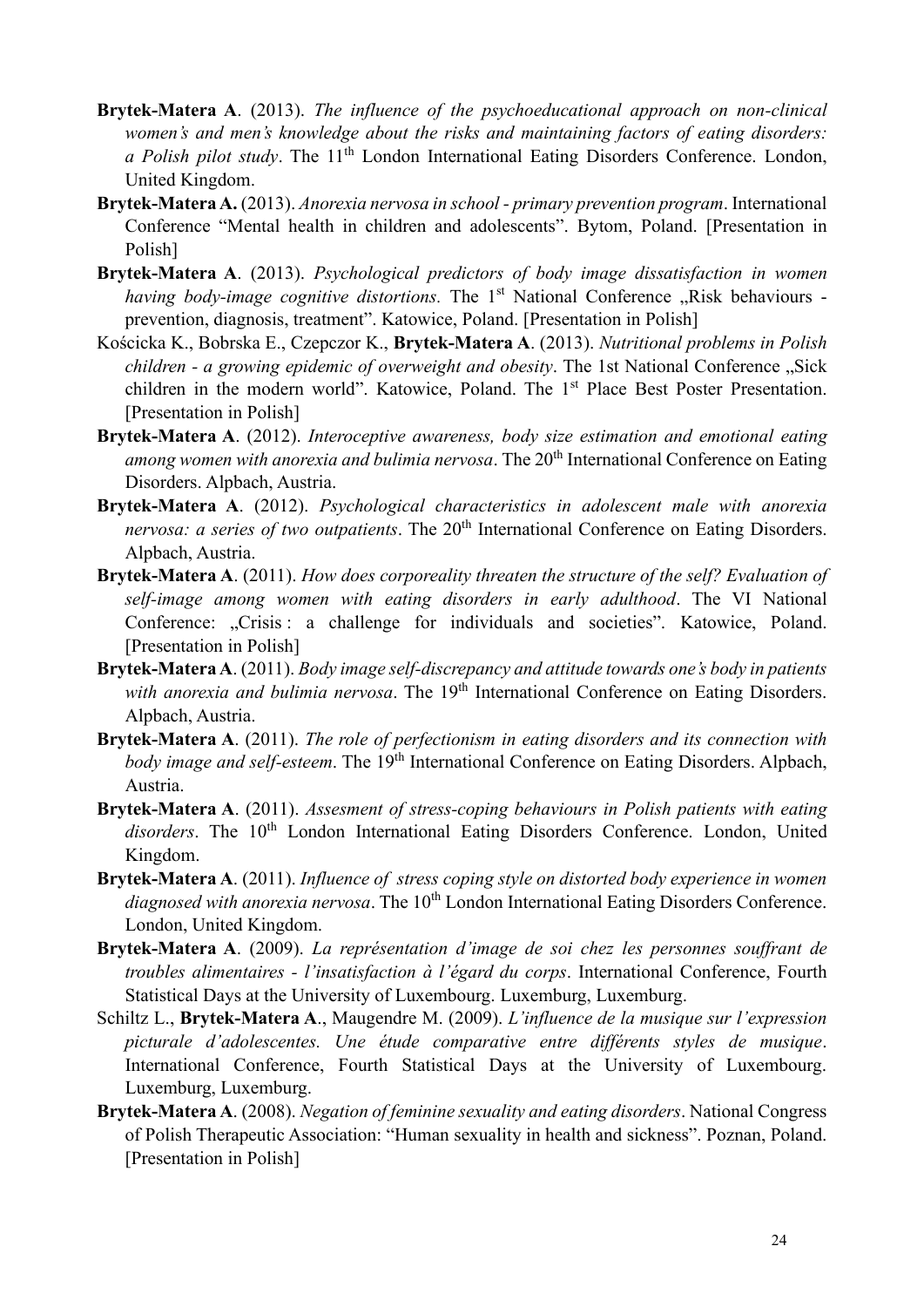**Brytek-Matera A**. (2013). *The influence of the psychoeducational approach on non-clinical women's and men's knowledge about the risks and maintaining factors of eating disorders: a Polish pilot study*. The 11th London International Eating Disorders Conference. London, United Kingdom.

**Brytek-Matera A.** (2013). *Anorexia nervosa in school - primary prevention program*. International Conference "Mental health in children and adolescents". Bytom, Poland. [Presentation in Polish]

**Brytek-Matera A**. (2013). *Psychological predictors of body image dissatisfaction in women having body-image cognitive distortions.* The 1st National Conference „Risk behaviours - prevention, diagnosis, treatment". Katowice, Poland. [Presentation in Polish]

Kościcka K., Bobrska E., Czepczor K., **Brytek-Matera A**. (2013). *Nutritional problems in Polish children - a growing epidemic of overweight and obesity*. The 1st National Conference „Sick children in the modern world". Katowice, Poland. The 1st Place Best Poster Presentation. [Presentation in Polish]

**Brytek-Matera A**. (2012). *Interoceptive awareness, body size estimation and emotional eating among women with anorexia and bulimia nervosa*. The 20th International Conference on Eating Disorders. Alpbach, Austria.

**Brytek-Matera A**. (2012). *Psychological characteristics in adolescent male with anorexia nervosa: a series of two outpatients*. The 20th International Conference on Eating Disorders. Alpbach, Austria.

**Brytek-Matera A**. (2011). *How does corporeality threaten the structure of the self? Evaluation of self-image among women with eating disorders in early adulthood*. The VI National Conference: „Crisis : a challenge for individuals and societies". Katowice, Poland. [Presentation in Polish]

**Brytek-Matera A**. (2011). *Body image self-discrepancy and attitude towards one's body in patients with anorexia and bulimia nervosa*. The 19th International Conference on Eating Disorders. Alpbach, Austria.

**Brytek-Matera A**. (2011). *The role of perfectionism in eating disorders and its connection with body image and self-esteem*. The 19th International Conference on Eating Disorders. Alpbach, Austria.

**Brytek-Matera A**. (2011). *Assesment of stress-coping behaviours in Polish patients with eating disorders*. The 10th London International Eating Disorders Conference. London, United Kingdom.

**Brytek-Matera A**. (2011). *Influence of stress coping style on distorted body experience in women diagnosed with anorexia nervosa*. The 10th London International Eating Disorders Conference. London, United Kingdom.

**Brytek-Matera A**. (2009). *La représentation d'image de soi chez les personnes souffrant de troubles alimentaires - l'insatisfaction à l'égard du corps*. International Conference, Fourth Statistical Days at the University of Luxembourg. Luxemburg, Luxemburg.

Schiltz L., **Brytek-Matera A**., Maugendre M. (2009). *L'influence de la musique sur l'expression picturale d'adolescentes. Une étude comparative entre différents styles de musique*. International Conference, Fourth Statistical Days at the University of Luxembourg. Luxemburg, Luxemburg.

**Brytek-Matera A**. (2008). *Negation of feminine sexuality and eating disorders*. National Congress of Polish Therapeutic Association: "Human sexuality in health and sickness". Poznan, Poland. [Presentation in Polish]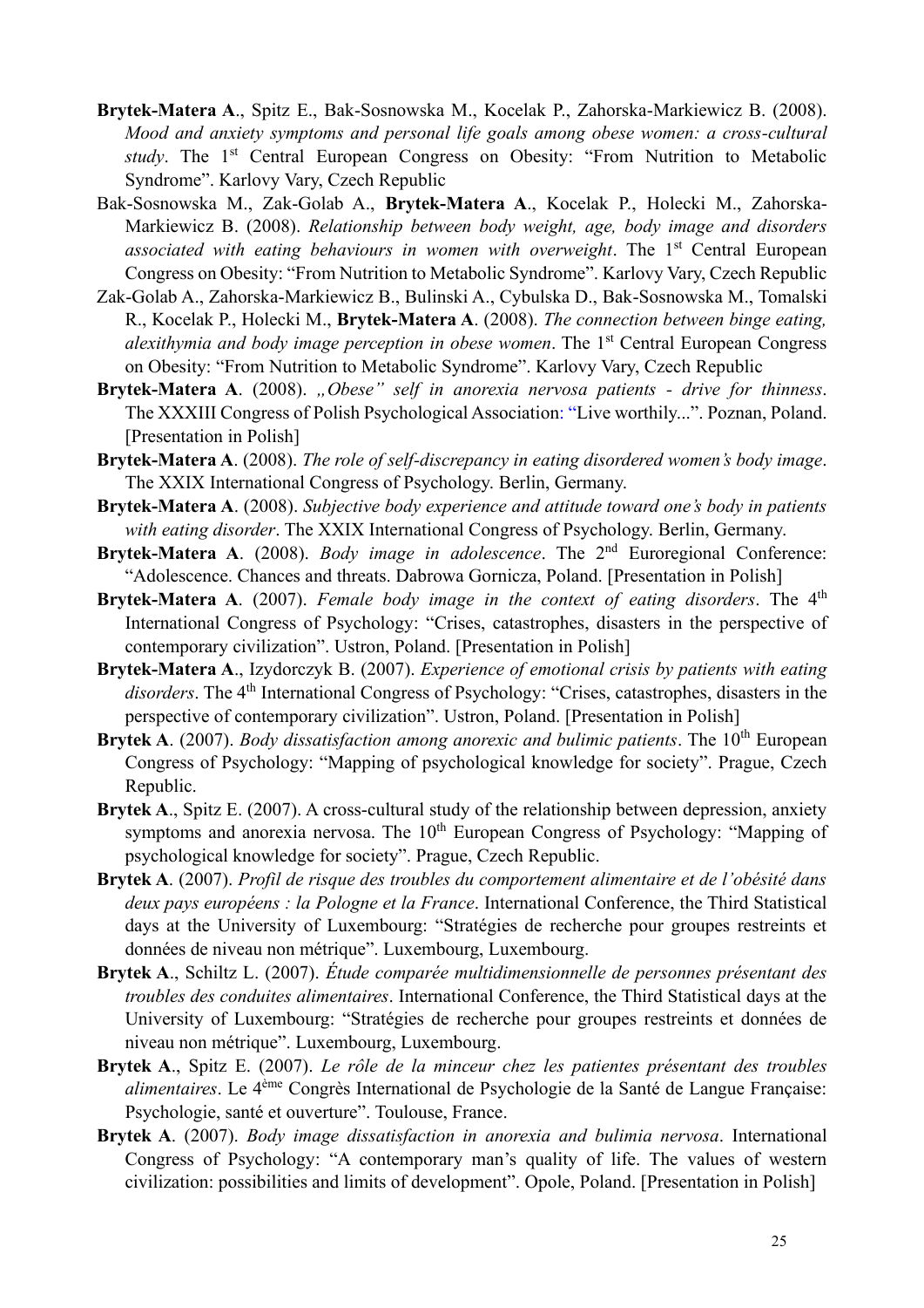**Brytek-Matera A**., Spitz E., Bak-Sosnowska M., Kocelak P., Zahorska-Markiewicz B. (2008). *Mood and anxiety symptoms and personal life goals among obese women: a cross-cultural study*. The 1st Central European Congress on Obesity: "From Nutrition to Metabolic Syndrome". Karlovy Vary, Czech Republic

Bak-Sosnowska M., Zak-Golab A., **Brytek-Matera A**., Kocelak P., Holecki M., Zahorska-Markiewicz B. (2008). *Relationship between body weight, age, body image and disorders associated with eating behaviours in women with overweight*. The 1st Central European Congress on Obesity: "From Nutrition to Metabolic Syndrome". Karlovy Vary, Czech Republic

Zak-Golab A., Zahorska-Markiewicz B., Bulinski A., Cybulska D., Bak-Sosnowska M., Tomalski R., Kocelak P., Holecki M., **Brytek-Matera A**. (2008). *The connection between binge eating, alexithymia and body image perception in obese women*. The 1st Central European Congress on Obesity: "From Nutrition to Metabolic Syndrome". Karlovy Vary, Czech Republic

**Brytek-Matera A**. (2008). *„Obese" self in anorexia nervosa patients - drive for thinness*. The XXXIII Congress of Polish Psychological Association: "Live worthily...". Poznan, Poland. [Presentation in Polish]

**Brytek-Matera A**. (2008). *The role of self-discrepancy in eating disordered women's body image*. The XXIX International Congress of Psychology. Berlin, Germany.

**Brytek-Matera A**. (2008). *Subjective body experience and attitude toward one's body in patients with eating disorder*. The XXIX International Congress of Psychology. Berlin, Germany.

**Brytek-Matera A**. (2008). *Body image in adolescence*. The 2nd Euroregional Conference: "Adolescence. Chances and threats. Dabrowa Gornicza, Poland. [Presentation in Polish]

**Brytek-Matera A**. (2007). *Female body image in the context of eating disorders*. The 4th International Congress of Psychology: "Crises, catastrophes, disasters in the perspective of contemporary civilization". Ustron, Poland. [Presentation in Polish]

**Brytek-Matera A**., Izydorczyk B. (2007). *Experience of emotional crisis by patients with eating disorders*. The 4th International Congress of Psychology: "Crises, catastrophes, disasters in the perspective of contemporary civilization". Ustron, Poland. [Presentation in Polish]

**Brytek A**. (2007). *Body dissatisfaction among anorexic and bulimic patients*. The 10th European Congress of Psychology: "Mapping of psychological knowledge for society". Prague, Czech Republic.

**Brytek A**., Spitz E. (2007). A cross-cultural study of the relationship between depression, anxiety symptoms and anorexia nervosa. The 10th European Congress of Psychology: "Mapping of psychological knowledge for society". Prague, Czech Republic.

**Brytek A**. (2007). *Profil de risque des troubles du comportement alimentaire et de l'obésité dans deux pays européens : la Pologne et la France*. International Conference, the Third Statistical days at the University of Luxembourg: "Stratégies de recherche pour groupes restreints et données de niveau non métrique". Luxembourg, Luxembourg.

**Brytek A**., Schiltz L. (2007). *Étude comparée multidimensionnelle de personnes présentant des troubles des conduites alimentaires*. International Conference, the Third Statistical days at the University of Luxembourg: "Stratégies de recherche pour groupes restreints et données de niveau non métrique". Luxembourg, Luxembourg.

**Brytek A**., Spitz E. (2007). *Le rôle de la minceur chez les patientes présentant des troubles alimentaires*. Le 4ème Congrès International de Psychologie de la Santé de Langue Française: Psychologie, santé et ouverture". Toulouse, France.

**Brytek A**. (2007). *Body image dissatisfaction in anorexia and bulimia nervosa*. International Congress of Psychology: "A contemporary man's quality of life. The values of western civilization: possibilities and limits of development". Opole, Poland. [Presentation in Polish]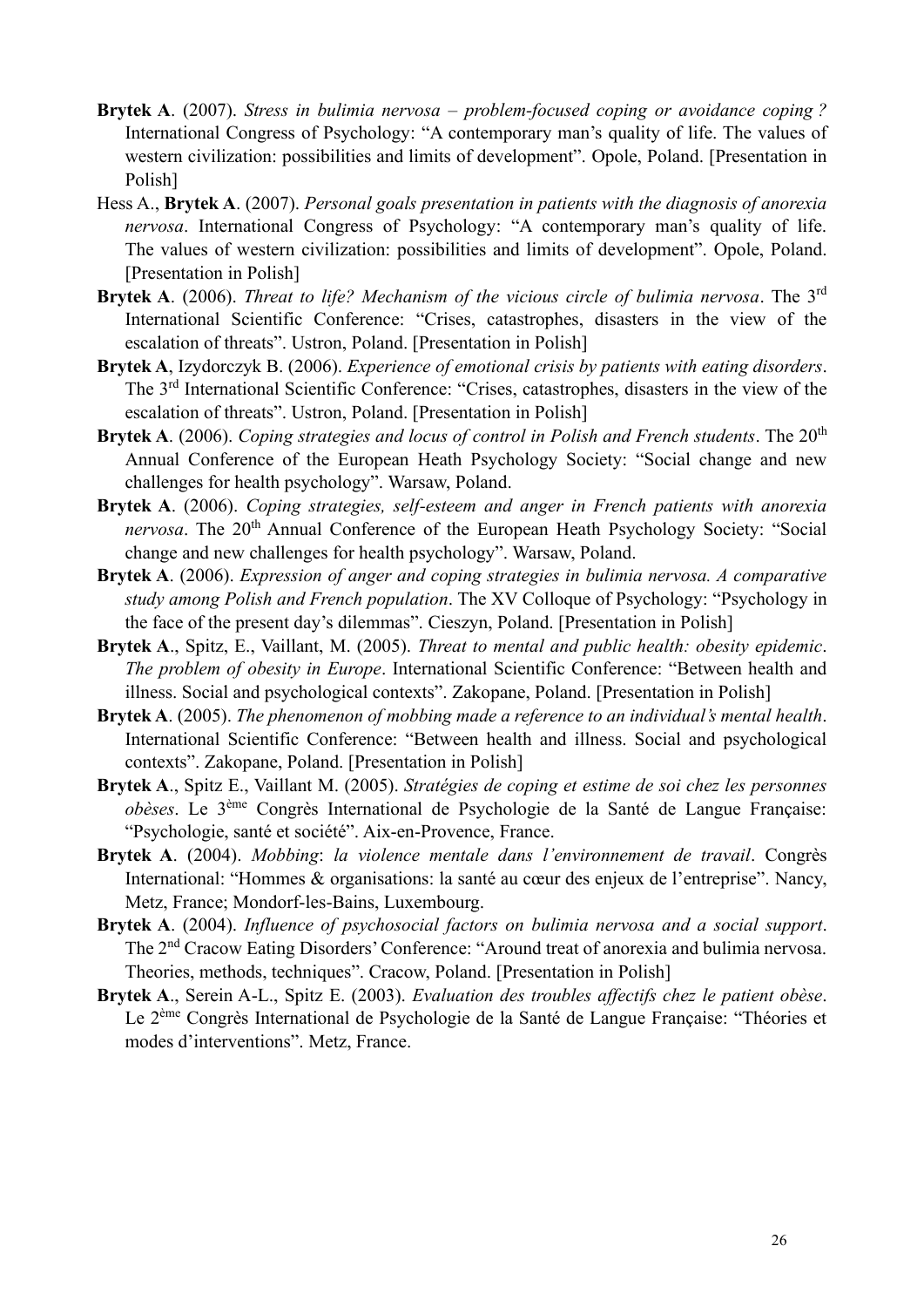**Brytek A**. (2007). *Stress in bulimia nervosa – problem-focused coping or avoidance coping ?* International Congress of Psychology: "A contemporary man's quality of life. The values of western civilization: possibilities and limits of development". Opole, Poland. [Presentation in Polish]

Hess A., **Brytek A**. (2007). *Personal goals presentation in patients with the diagnosis of anorexia nervosa*. International Congress of Psychology: "A contemporary man's quality of life. The values of western civilization: possibilities and limits of development". Opole, Poland. [Presentation in Polish]

**Brytek A**. (2006). *Threat to life? Mechanism of the vicious circle of bulimia nervosa*. The 3rd International Scientific Conference: "Crises, catastrophes, disasters in the view of the escalation of threats". Ustron, Poland. [Presentation in Polish]

**Brytek A**, Izydorczyk B. (2006). *Experience of emotional crisis by patients with eating disorders*. The 3rd International Scientific Conference: "Crises, catastrophes, disasters in the view of the escalation of threats". Ustron, Poland. [Presentation in Polish]

**Brytek A**. (2006). *Coping strategies and locus of control in Polish and French students*. The 20th Annual Conference of the European Heath Psychology Society: "Social change and new challenges for health psychology". Warsaw, Poland.

**Brytek A**. (2006). *Coping strategies, self-esteem and anger in French patients with anorexia nervosa*. The 20th Annual Conference of the European Heath Psychology Society: "Social change and new challenges for health psychology". Warsaw, Poland.

**Brytek A**. (2006). *Expression of anger and coping strategies in bulimia nervosa. A comparative study among Polish and French population*. The XV Colloque of Psychology: "Psychology in the face of the present day's dilemmas". Cieszyn, Poland. [Presentation in Polish]

**Brytek A**., Spitz, E., Vaillant, M. (2005). *Threat to mental and public health: obesity epidemic. The problem of obesity in Europe*. International Scientific Conference: "Between health and illness. Social and psychological contexts". Zakopane, Poland. [Presentation in Polish]

**Brytek A**. (2005). *The phenomenon of mobbing made a reference to an individual's mental health*. International Scientific Conference: "Between health and illness. Social and psychological contexts". Zakopane, Poland. [Presentation in Polish]

**Brytek A**., Spitz E., Vaillant M. (2005). *Stratégies de coping et estime de soi chez les personnes obèses*. Le 3ème Congrès International de Psychologie de la Santé de Langue Française: "Psychologie, santé et société". Aix-en-Provence, France.

**Brytek A**. (2004). *Mobbing*: *la violence mentale dans l'environnement de travail*. Congrès International: "Hommes & organisations: la santé au cœur des enjeux de l'entreprise". Nancy, Metz, France; Mondorf-les-Bains, Luxembourg.

**Brytek A**. (2004). *Influence of psychosocial factors on bulimia nervosa and a social support*. The 2nd Cracow Eating Disorders' Conference: "Around treat of anorexia and bulimia nervosa. Theories, methods, techniques". Cracow, Poland. [Presentation in Polish]

**Brytek A**., Serein A-L., Spitz E. (2003). *Evaluation des troubles affectifs chez le patient obèse*. Le 2ème Congrès International de Psychologie de la Santé de Langue Française: "Théories et modes d'interventions". Metz, France.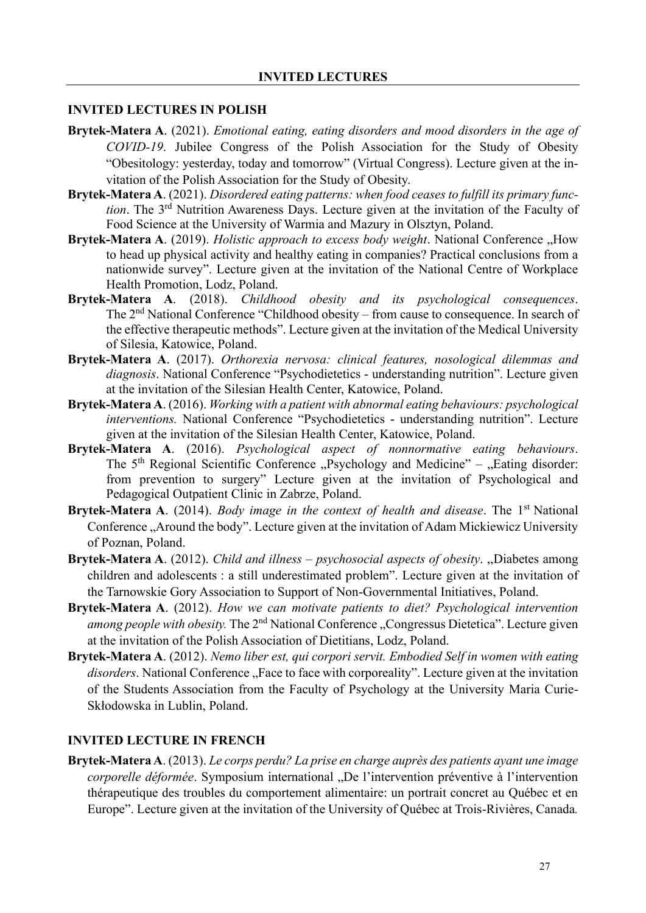# INVITED LECTURES

## INVITED LECTURES IN POLISH

**Brytek-Matera A**. (2021). *Emotional eating, eating disorders and mood disorders in the age of COVID-19*. Jubilee Congress of the Polish Association for the Study of Obesity "Obesitology: yesterday, today and tomorrow" (Virtual Congress). Lecture given at the invitation of the Polish Association for the Study of Obesity.

**Brytek-Matera A**. (2021). *Disordered eating patterns: when food ceases to fulfill its primary function*. The 3[rd] Nutrition Awareness Days. Lecture given at the invitation of the Faculty of Food Science at the University of Warmia and Mazury in Olsztyn, Poland.

**Brytek-Matera A**. (2019). *Holistic approach to excess body weight*. National Conference „How to head up physical activity and healthy eating in companies? Practical conclusions from a nationwide survey". Lecture given at the invitation of the National Centre of Workplace Health Promotion, Lodz, Poland.

**Brytek-Matera A**. (2018). *Childhood obesity and its psychological consequences*. The 2[nd] National Conference "Childhood obesity – from cause to consequence. In search of the effective therapeutic methods". Lecture given at the invitation of the Medical University of Silesia, Katowice, Poland.

**Brytek-Matera A**. (2017). *Orthorexia nervosa: clinical features, nosological dilemmas and diagnosis*. National Conference "Psychodietetics - understanding nutrition". Lecture given at the invitation of the Silesian Health Center, Katowice, Poland.

**Brytek-Matera A**. (2016). *Working with a patient with abnormal eating behaviours: psychological interventions.* National Conference "Psychodietetics - understanding nutrition". Lecture given at the invitation of the Silesian Health Center, Katowice, Poland.

**Brytek-Matera A**. (2016). *Psychological aspect of nonnormative eating behaviours*. The 5[th] Regional Scientific Conference „Psychology and Medicine" – „Eating disorder: from prevention to surgery" Lecture given at the invitation of Psychological and Pedagogical Outpatient Clinic in Zabrze, Poland.

**Brytek-Matera A**. (2014). *Body image in the context of health and disease*. The 1[st] National Conference „Around the body". Lecture given at the invitation of Adam Mickiewicz University of Poznan, Poland.

**Brytek-Matera A**. (2012). *Child and illness – psychosocial aspects of obesity*. „Diabetes among children and adolescents : a still underestimated problem". Lecture given at the invitation of the Tarnowskie Gory Association to Support of Non-Governmental Initiatives, Poland.

**Brytek-Matera A**. (2012). *How we can motivate patients to diet? Psychological intervention among people with obesity.* The 2[nd] National Conference „Congressus Dietetica". Lecture given at the invitation of the Polish Association of Dietitians, Lodz, Poland.

**Brytek-Matera A**. (2012). *Nemo liber est, qui corpori servit. Embodied Self in women with eating disorders*. National Conference „Face to face with corporeality". Lecture given at the invitation of the Students Association from the Faculty of Psychology at the University Maria Curie-Skłodowska in Lublin, Poland.

## INVITED LECTURE IN FRENCH

**Brytek-Matera A**. (2013). *Le corps perdu? La prise en charge auprès des patients ayant une image corporelle déformée*. Symposium international „De l'intervention préventive à l'intervention thérapeutique des troubles du comportement alimentaire: un portrait concret au Québec et en Europe". Lecture given at the invitation of the University of Québec at Trois-Rivières, Canada.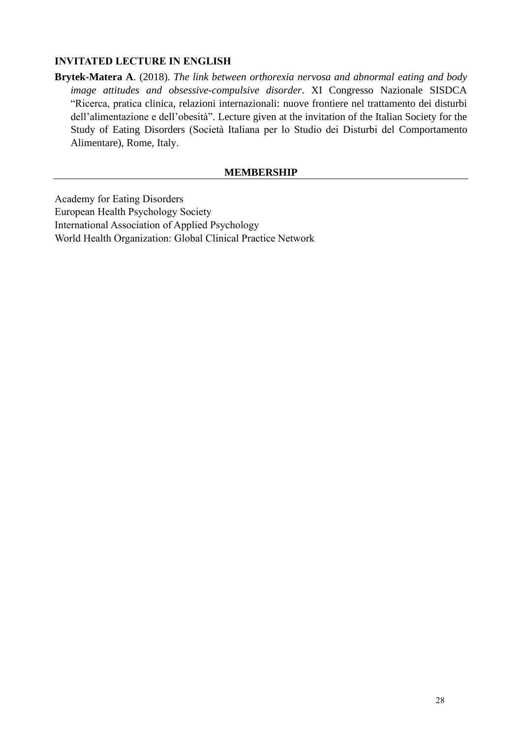### INVITATED LECTURE IN ENGLISH

**Brytek-Matera A**. (2018). *The link between orthorexia nervosa and abnormal eating and body image attitudes and obsessive-compulsive disorder*. XI Congresso Nazionale SISDCA "Ricerca, pratica clinica, relazioni internazionali: nuove frontiere nel trattamento dei disturbi dell'alimentazione e dell'obesità". Lecture given at the invitation of the Italian Society for the Study of Eating Disorders (Società Italiana per lo Studio dei Disturbi del Comportamento Alimentare), Rome, Italy.

## MEMBERSHIP

Academy for Eating Disorders
European Health Psychology Society
International Association of Applied Psychology
World Health Organization: Global Clinical Practice Network